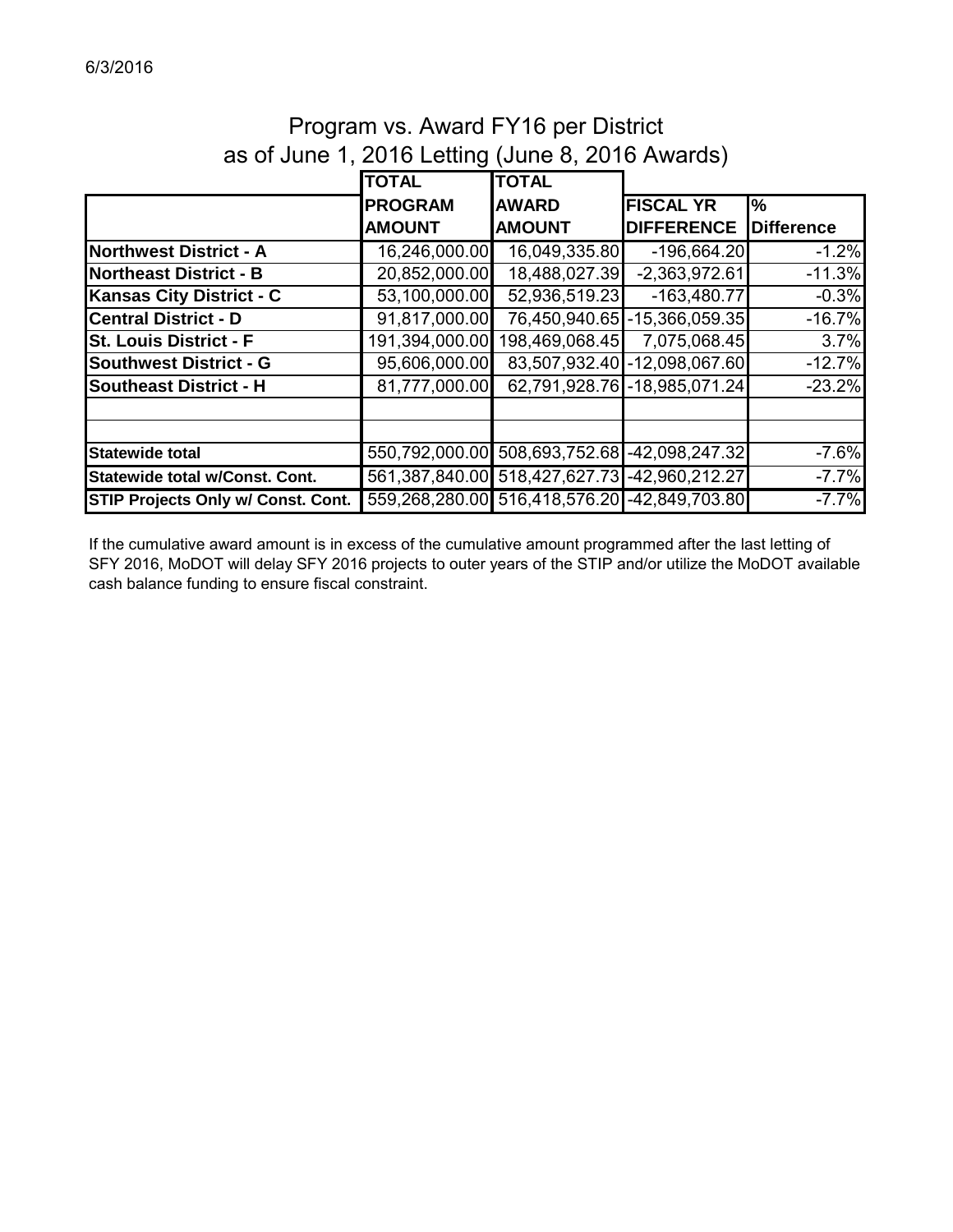6/3/2016

# Program vs. Award FY16 per District
## as of June 1, 2016 Letting (June 8, 2016 Awards)

| | TOTAL PROGRAM AMOUNT | TOTAL AWARD AMOUNT | FISCAL YR DIFFERENCE | % Difference |
|---|---|---|---|---|
| **Northwest District - A** | 16,246,000.00 | 16,049,335.80 | -196,664.20 | -1.2% |
| **Northeast District - B** | 20,852,000.00 | 18,488,027.39 | -2,363,972.61 | -11.3% |
| **Kansas City District - C** | 53,100,000.00 | 52,936,519.23 | -163,480.77 | -0.3% |
| **Central District - D** | 91,817,000.00 | 76,450,940.65 | -15,366,059.35 | -16.7% |
| **St. Louis District - F** | 191,394,000.00 | 198,469,068.45 | 7,075,068.45 | 3.7% |
| **Southwest District - G** | 95,606,000.00 | 83,507,932.40 | -12,098,067.60 | -12.7% |
| **Southeast District - H** | 81,777,000.00 | 62,791,928.76 | -18,985,071.24 | -23.2% |
| | | | | |
| | | | | |
| **Statewide total** | 550,792,000.00 | 508,693,752.68 | -42,098,247.32 | -7.6% |
| **Statewide total w/Const. Cont.** | 561,387,840.00 | 518,427,627.73 | -42,960,212.27 | -7.7% |
| **STIP Projects Only w/ Const. Cont.** | 559,268,280.00 | 516,418,576.20 | -42,849,703.80 | -7.7% |

If the cumulative award amount is in excess of the cumulative amount programmed after the last letting of SFY 2016, MoDOT will delay SFY 2016 projects to outer years of the STIP and/or utilize the MoDOT available cash balance funding to ensure fiscal constraint.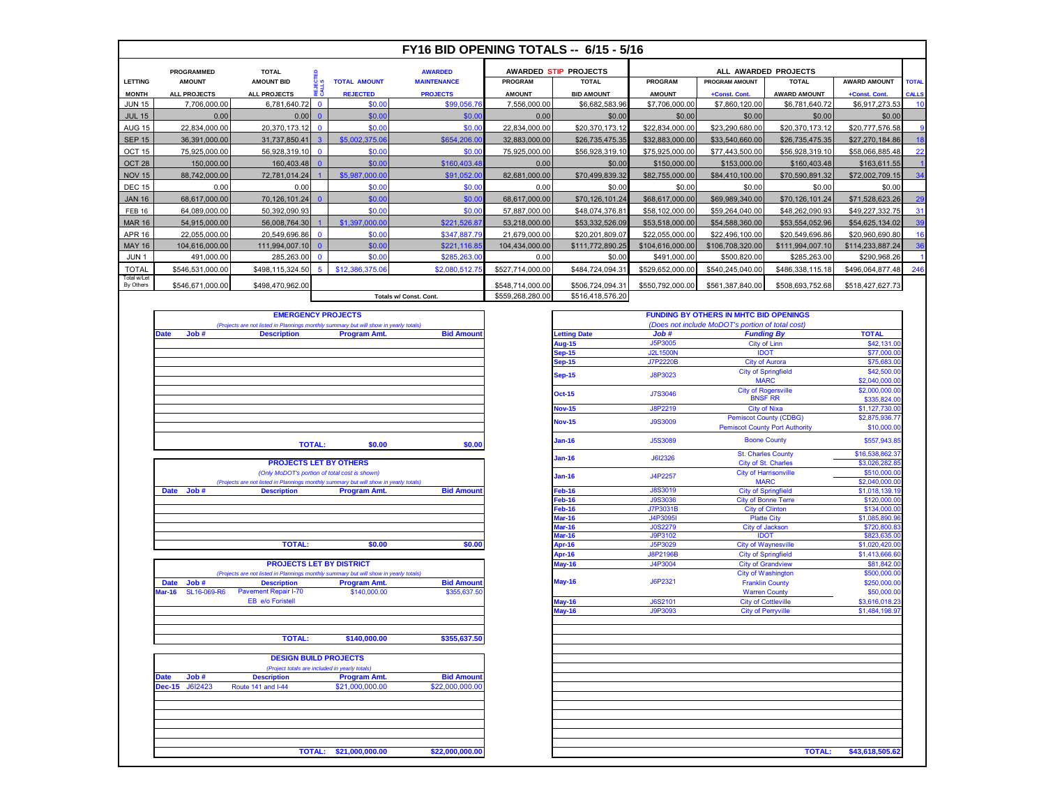# FY16 BID OPENING TOTALS -- 6/15 - 5/16

| LETTING MONTH | PROGRAMMED AMOUNT ALL PROJECTS | TOTAL AMOUNT BID ALL PROJECTS | REJECTED CALLS | TOTAL AMOUNT REJECTED | AWARDED MAINTENANCE PROJECTS | AWARDED STIP PROJECTS PROGRAM AMOUNT | AWARDED STIP PROJECTS TOTAL BID AMOUNT | ALL AWARDED PROJECTS PROGRAM AMOUNT | ALL AWARDED PROJECTS PROGRAM AMOUNT +Const. Cont. | ALL AWARDED PROJECTS TOTAL AWARD AMOUNT | ALL AWARDED PROJECTS AWARD AMOUNT +Const. Cont. | TOTAL CALLS |
|---|---|---|---|---|---|---|---|---|---|---|---|---|
| JUN 15 | 7,706,000.00 | 6,781,640.72 | 0 | $0.00 | $99,056.76 | 7,556,000.00 | $6,682,583.96 | $7,706,000.00 | $7,860,120.00 | $6,781,640.72 | $6,917,273.53 | 10 |
| JUL 15 | 0.00 | 0.00 | 0 | $0.00 | $0.00 | 0.00 | $0.00 | $0.00 | $0.00 | $0.00 | $0.00 | |
| AUG 15 | 22,834,000.00 | 20,370,173.12 | 0 | $0.00 | $0.00 | 22,834,000.00 | $20,370,173.12 | $22,834,000.00 | $23,290,680.00 | $20,370,173.12 | $20,777,576.58 | 9 |
| SEP 15 | 36,391,000.00 | 31,737,850.41 | 3 | $5,002,375.06 | $654,206.00 | 32,883,000.00 | $26,735,475.35 | $32,883,000.00 | $33,540,660.00 | $26,735,475.35 | $27,270,184.86 | 18 |
| OCT 15 | 75,925,000.00 | 56,928,319.10 | 0 | $0.00 | $0.00 | 75,925,000.00 | $56,928,319.10 | $75,925,000.00 | $77,443,500.00 | $56,928,319.10 | $58,066,885.48 | 22 |
| OCT 28 | 150,000.00 | 160,403.48 | 0 | $0.00 | $160,403.48 | 0.00 | $0.00 | $150,000.00 | $153,000.00 | $160,403.48 | $163,611.55 | 1 |
| NOV 15 | 88,742,000.00 | 72,781,014.24 | 1 | $5,987,000.00 | $91,052.00 | 82,681,000.00 | $70,499,839.32 | $82,755,000.00 | $84,410,100.00 | $70,590,891.32 | $72,002,709.15 | 34 |
| DEC 15 | 0.00 | 0.00 | | $0.00 | $0.00 | 0.00 | $0.00 | $0.00 | $0.00 | $0.00 | $0.00 | |
| JAN 16 | 68,617,000.00 | 70,126,101.24 | 0 | $0.00 | $0.00 | 68,617,000.00 | $70,126,101.24 | $68,617,000.00 | $69,989,340.00 | $70,126,101.24 | $71,528,623.26 | 29 |
| FEB 16 | 64,089,000.00 | 50,392,090.93 | | $0.00 | $0.00 | 57,887,000.00 | $48,074,376.81 | $58,102,000.00 | $59,264,040.00 | $48,262,090.93 | $49,227,332.75 | 31 |
| MAR 16 | 54,915,000.00 | 56,008,764.30 | 1 | $1,397,000.00 | $221,526.87 | 53,218,000.00 | $53,332,526.09 | $53,518,000.00 | $54,588,360.00 | $53,554,052.96 | $54,625,134.02 | 39 |
| APR 16 | 22,055,000.00 | 20,549,696.86 | 0 | $0.00 | $347,887.79 | 21,679,000.00 | $20,201,809.07 | $22,055,000.00 | $22,496,100.00 | $20,549,696.86 | $20,960,690.80 | 16 |
| MAY 16 | 104,616,000.00 | 111,994,007.10 | 0 | $0.00 | $221,116.85 | 104,434,000.00 | $111,772,890.25 | $104,616,000.00 | $106,708,320.00 | $111,994,007.10 | $114,233,887.24 | 36 |
| JUN 1 | 491,000.00 | 285,263.00 | 0 | $0.00 | $285,263.00 | 0.00 | $0.00 | $491,000.00 | $500,820.00 | $285,263.00 | $290,968.26 | 1 |
| TOTAL | $546,531,000.00 | $498,115,324.50 | 5 | $12,386,375.06 | $2,080,512.75 | $527,714,000.00 | $484,724,094.31 | $529,652,000.00 | $540,245,040.00 | $486,338,115.18 | $496,064,877.48 | 246 |
| Total w/Let By Others | $546,671,000.00 | $498,470,962.00 | | | | $548,714,000.00 | $506,724,094.31 | $550,792,000.00 | $561,387,840.00 | $508,693,752.68 | $518,427,627.73 | |
| | | | | | Totals w/ Const. Cont. | $559,268,280.00 | $516,418,576.20 | | | | | |

## EMERGENCY PROJECTS

*(Projects are not listed in Plannings monthly summary but will show in yearly totals)*

| Date | Job # | Description | Program Amt. | Bid Amount |
|---|---|---|---|---|
| | | TOTAL: | $0.00 | $0.00 |

## PROJECTS LET BY OTHERS

*(Only MoDOT's portion of total cost is shown)*

*(Projects are not listed in Plannings monthly summary but will show in yearly totals)*

| Date | Job # | Description | Program Amt. | Bid Amount |
|---|---|---|---|---|
| | | TOTAL: | $0.00 | $0.00 |

## PROJECTS LET BY DISTRICT

*(Projects are not listed in Plannings monthly summary but will show in yearly totals)*

| Date | Job # | Description | Program Amt. | Bid Amount |
|---|---|---|---|---|
| Mar-16 | SL16-069-R6 | Pavement Repair I-70 EB e/o Foristell | $140,000.00 | $355,637.50 |
| | | TOTAL: | $140,000.00 | $355,637.50 |

## DESIGN BUILD PROJECTS

*(Project totals are included in yearly totals)*

| Date | Job # | Description | Program Amt. | Bid Amount |
|---|---|---|---|---|
| Dec-15 | J6I2423 | Route 141 and I-44 | $21,000,000.00 | $22,000,000.00 |
| | | TOTAL: | $21,000,000.00 | $22,000,000.00 |

## FUNDING BY OTHERS IN MHTC BID OPENINGS

*(Does not include MoDOT's portion of total cost)*

| Letting Date | Job # | Funding By | TOTAL |
|---|---|---|---|
| Aug-15 | J5P3005 | City of Linn | $42,131.00 |
| Sep-15 | J2L1500N | IDOT | $77,000.00 |
| Sep-15 | J7P2220B | City of Aurora | $75,683.00 |
| Sep-15 | J8P3023 | City of Springfield | $42,500.00 |
| | | MARC | $2,040,000.00 |
| Oct-15 | J7S3046 | City of Rogersville | $2,000,000.00 |
| | | BNSF RR | $335,824.00 |
| Nov-15 | J8P2219 | City of Nixa | $1,127,730.00 |
| Nov-15 | J9S3009 | Pemiscot County (CDBG) | $2,875,936.77 |
| | | Pemiscot County Port Authority | $10,000.00 |
| Jan-16 | J5S3089 | Boone County | $557,943.85 |
| Jan-16 | J6I2326 | St. Charles County | $16,538,862.37 |
| | | City of St. Charles | $3,026,282.85 |
| Jan-16 | J4P2257 | City of Harrisonville | $510,000.00 |
| | | MARC | $2,040,000.00 |
| Feb-16 | J8S3019 | City of Springfield | $1,018,139.19 |
| Feb-16 | J9S3036 | City of Bonne Terre | $120,000.00 |
| Feb-16 | J7P3031B | City of Clinton | $134,000.00 |
| Mar-16 | J4P3095I | Platte City | $1,085,890.96 |
| Mar-16 | J0S2279 | City of Jackson | $720,800.83 |
| Mar-16 | J9P3102 | IDOT | $823,635.00 |
| Apr-16 | J5P3029 | City of Waynesville | $1,020,420.00 |
| Apr-16 | J8P2196B | City of Springfield | $1,413,666.60 |
| May-16 | J4P3004 | City of Grandview | $81,842.00 |
| May-16 | J6P2321 | City of Washington | $500,000.00 |
| | | Franklin County | $250,000.00 |
| | | Warren County | $50,000.00 |
| May-16 | J6S2101 | City of Cottleville | $3,616,018.23 |
| May-16 | J9P3093 | City of Perryville | $1,484,198.97 |
| | | TOTAL: | $43,618,505.62 |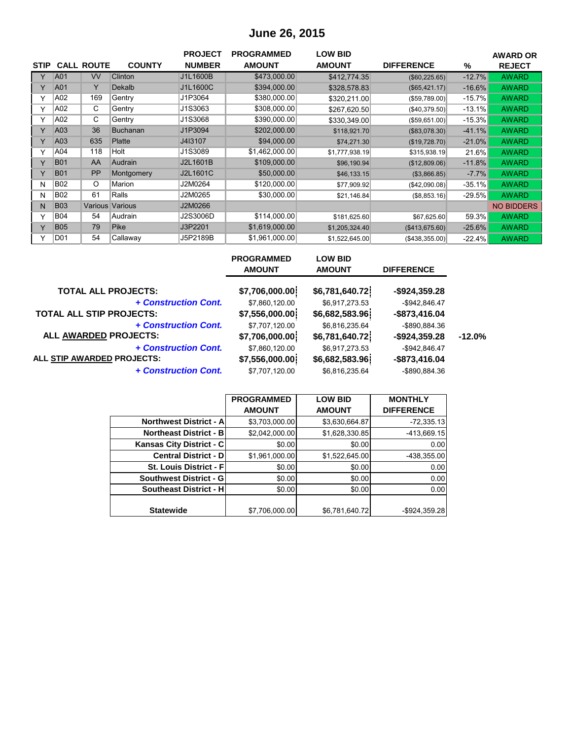# June 26, 2015

| STIP | CALL | ROUTE | COUNTY | PROJECT NUMBER | PROGRAMMED AMOUNT | LOW BID AMOUNT | DIFFERENCE | % | AWARD OR REJECT |
|---|---|---|---|---|---|---|---|---|---|
| Y | A01 | VV | Clinton | J1L1600B | $473,000.00 | $412,774.35 | ($60,225.65) | -12.7% | AWARD |
| Y | A01 | Y | Dekalb | J1L1600C | $394,000.00 | $328,578.83 | ($65,421.17) | -16.6% | AWARD |
| Y | A02 | 169 | Gentry | J1P3064 | $380,000.00 | $320,211.00 | ($59,789.00) | -15.7% | AWARD |
| Y | A02 | C | Gentry | J1S3063 | $308,000.00 | $267,620.50 | ($40,379.50) | -13.1% | AWARD |
| Y | A02 | C | Gentry | J1S3068 | $390,000.00 | $330,349.00 | ($59,651.00) | -15.3% | AWARD |
| Y | A03 | 36 | Buchanan | J1P3094 | $202,000.00 | $118,921.70 | ($83,078.30) | -41.1% | AWARD |
| Y | A03 | 635 | Platte | J4I3107 | $94,000.00 | $74,271.30 | ($19,728.70) | -21.0% | AWARD |
| Y | A04 | 118 | Holt | J1S3089 | $1,462,000.00 | $1,777,938.19 | $315,938.19 | 21.6% | AWARD |
| Y | B01 | AA | Audrain | J2L1601B | $109,000.00 | $96,190.94 | ($12,809.06) | -11.8% | AWARD |
| Y | B01 | PP | Montgomery | J2L1601C | $50,000.00 | $46,133.15 | ($3,866.85) | -7.7% | AWARD |
| N | B02 | O | Marion | J2M0264 | $120,000.00 | $77,909.92 | ($42,090.08) | -35.1% | AWARD |
| N | B02 | 61 | Ralls | J2M0265 | $30,000.00 | $21,146.84 | ($8,853.16) | -29.5% | AWARD |
| N | B03 | Various | Various | J2M0266 | | | | | NO BIDDERS |
| Y | B04 | 54 | Audrain | J2S3006D | $114,000.00 | $181,625.60 | $67,625.60 | 59.3% | AWARD |
| Y | B05 | 79 | Pike | J3P2201 | $1,619,000.00 | $1,205,324.40 | ($413,675.60) | -25.6% | AWARD |
| Y | D01 | 54 | Callaway | J5P2189B | $1,961,000.00 | $1,522,645.00 | ($438,355.00) | -22.4% | AWARD |

| | PROGRAMMED AMOUNT | LOW BID AMOUNT | DIFFERENCE | |
|---|---|---|---|---|
| **TOTAL ALL PROJECTS:** | **$7,706,000.00** | **$6,781,640.72** | **-$924,359.28** | |
| ***+ Construction Cont.*** | $7,860,120.00 | $6,917,273.53 | -$942,846.47 | |
| **TOTAL ALL STIP PROJECTS:** | **$7,556,000.00** | **$6,682,583.96** | **-$873,416.04** | |
| ***+ Construction Cont.*** | $7,707,120.00 | $6,816,235.64 | -$890,884.36 | |
| **ALL AWARDED PROJECTS:** | **$7,706,000.00** | **$6,781,640.72** | **-$924,359.28** | **-12.0%** |
| ***+ Construction Cont.*** | $7,860,120.00 | $6,917,273.53 | -$942,846.47 | |
| **ALL STIP AWARDED PROJECTS:** | **$7,556,000.00** | **$6,682,583.96** | **-$873,416.04** | |
| ***+ Construction Cont.*** | $7,707,120.00 | $6,816,235.64 | -$890,884.36 | |

| | PROGRAMMED AMOUNT | LOW BID AMOUNT | MONTHLY DIFFERENCE |
|---|---|---|---|
| **Northwest District - A** | $3,703,000.00 | $3,630,664.87 | -72,335.13 |
| **Northeast District - B** | $2,042,000.00 | $1,628,330.85 | -413,669.15 |
| **Kansas City District - C** | $0.00 | $0.00 | 0.00 |
| **Central District - D** | $1,961,000.00 | $1,522,645.00 | -438,355.00 |
| **St. Louis District - F** | $0.00 | $0.00 | 0.00 |
| **Southwest District - G** | $0.00 | $0.00 | 0.00 |
| **Southeast District - H** | $0.00 | $0.00 | 0.00 |
| **Statewide** | $7,706,000.00 | $6,781,640.72 | -$924,359.28 |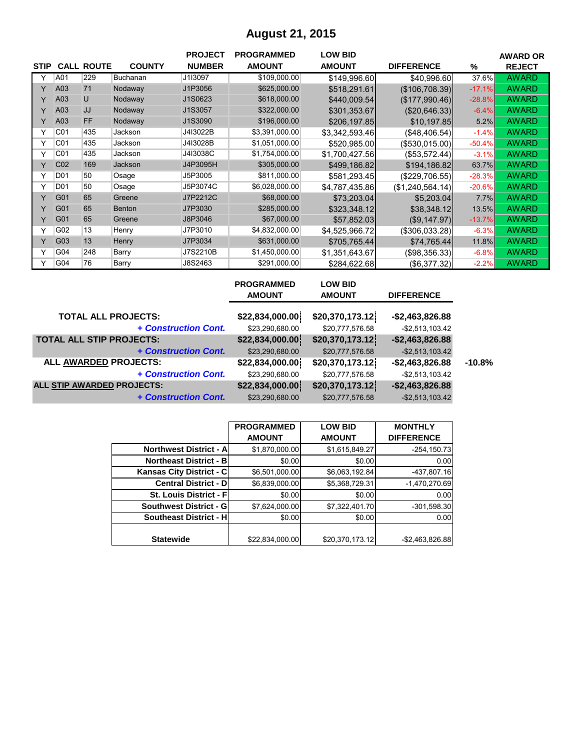# August 21, 2015

| STIP | CALL | ROUTE | COUNTY | PROJECT NUMBER | PROGRAMMED AMOUNT | LOW BID AMOUNT | DIFFERENCE | % | AWARD OR REJECT |
|---|---|---|---|---|---|---|---|---|---|
| Y | A01 | 229 | Buchanan | J1I3097 | $109,000.00 | $149,996.60 | $40,996.60 | 37.6% | AWARD |
| Y | A03 | 71 | Nodaway | J1P3056 | $625,000.00 | $518,291.61 | ($106,708.39) | -17.1% | AWARD |
| Y | A03 | U | Nodaway | J1S0623 | $618,000.00 | $440,009.54 | ($177,990.46) | -28.8% | AWARD |
| Y | A03 | JJ | Nodaway | J1S3057 | $322,000.00 | $301,353.67 | ($20,646.33) | -6.4% | AWARD |
| Y | A03 | FF | Nodaway | J1S3090 | $196,000.00 | $206,197.85 | $10,197.85 | 5.2% | AWARD |
| Y | C01 | 435 | Jackson | J4I3022B | $3,391,000.00 | $3,342,593.46 | ($48,406.54) | -1.4% | AWARD |
| Y | C01 | 435 | Jackson | J4I3028B | $1,051,000.00 | $520,985.00 | ($530,015.00) | -50.4% | AWARD |
| Y | C01 | 435 | Jackson | J4I3038C | $1,754,000.00 | $1,700,427.56 | ($53,572.44) | -3.1% | AWARD |
| Y | C02 | 169 | Jackson | J4P3095H | $305,000.00 | $499,186.82 | $194,186.82 | 63.7% | AWARD |
| Y | D01 | 50 | Osage | J5P3005 | $811,000.00 | $581,293.45 | ($229,706.55) | -28.3% | AWARD |
| Y | D01 | 50 | Osage | J5P3074C | $6,028,000.00 | $4,787,435.86 | ($1,240,564.14) | -20.6% | AWARD |
| Y | G01 | 65 | Greene | J7P2212C | $68,000.00 | $73,203.04 | $5,203.04 | 7.7% | AWARD |
| Y | G01 | 65 | Benton | J7P3030 | $285,000.00 | $323,348.12 | $38,348.12 | 13.5% | AWARD |
| Y | G01 | 65 | Greene | J8P3046 | $67,000.00 | $57,852.03 | ($9,147.97) | -13.7% | AWARD |
| Y | G02 | 13 | Henry | J7P3010 | $4,832,000.00 | $4,525,966.72 | ($306,033.28) | -6.3% | AWARD |
| Y | G03 | 13 | Henry | J7P3034 | $631,000.00 | $705,765.44 | $74,765.44 | 11.8% | AWARD |
| Y | G04 | 248 | Barry | J7S2210B | $1,450,000.00 | $1,351,643.67 | ($98,356.33) | -6.8% | AWARD |
| Y | G04 | 76 | Barry | J8S2463 | $291,000.00 | $284,622.68 | ($6,377.32) | -2.2% | AWARD |

| | PROGRAMMED AMOUNT | LOW BID AMOUNT | DIFFERENCE | |
|---|---|---|---|---|
| **TOTAL ALL PROJECTS:** | **$22,834,000.00** | **$20,370,173.12** | **-$2,463,826.88** | |
| ***+ Construction Cont.*** | $23,290,680.00 | $20,777,576.58 | -$2,513,103.42 | |
| **TOTAL ALL STIP PROJECTS:** | **$22,834,000.00** | **$20,370,173.12** | **-$2,463,826.88** | |
| ***+ Construction Cont.*** | $23,290,680.00 | $20,777,576.58 | -$2,513,103.42 | |
| **ALL AWARDED PROJECTS:** | **$22,834,000.00** | **$20,370,173.12** | **-$2,463,826.88** | **-10.8%** |
| ***+ Construction Cont.*** | $23,290,680.00 | $20,777,576.58 | -$2,513,103.42 | |
| **ALL STIP AWARDED PROJECTS:** | **$22,834,000.00** | **$20,370,173.12** | **-$2,463,826.88** | |
| ***+ Construction Cont.*** | $23,290,680.00 | $20,777,576.58 | -$2,513,103.42 | |

| | PROGRAMMED AMOUNT | LOW BID AMOUNT | MONTHLY DIFFERENCE |
|---|---|---|---|
| **Northwest District - A** | $1,870,000.00 | $1,615,849.27 | -254,150.73 |
| **Northeast District - B** | $0.00 | $0.00 | 0.00 |
| **Kansas City District - C** | $6,501,000.00 | $6,063,192.84 | -437,807.16 |
| **Central District - D** | $6,839,000.00 | $5,368,729.31 | -1,470,270.69 |
| **St. Louis District - F** | $0.00 | $0.00 | 0.00 |
| **Southwest District - G** | $7,624,000.00 | $7,322,401.70 | -301,598.30 |
| **Southeast District - H** | $0.00 | $0.00 | 0.00 |
| **Statewide** | $22,834,000.00 | $20,370,173.12 | -$2,463,826.88 |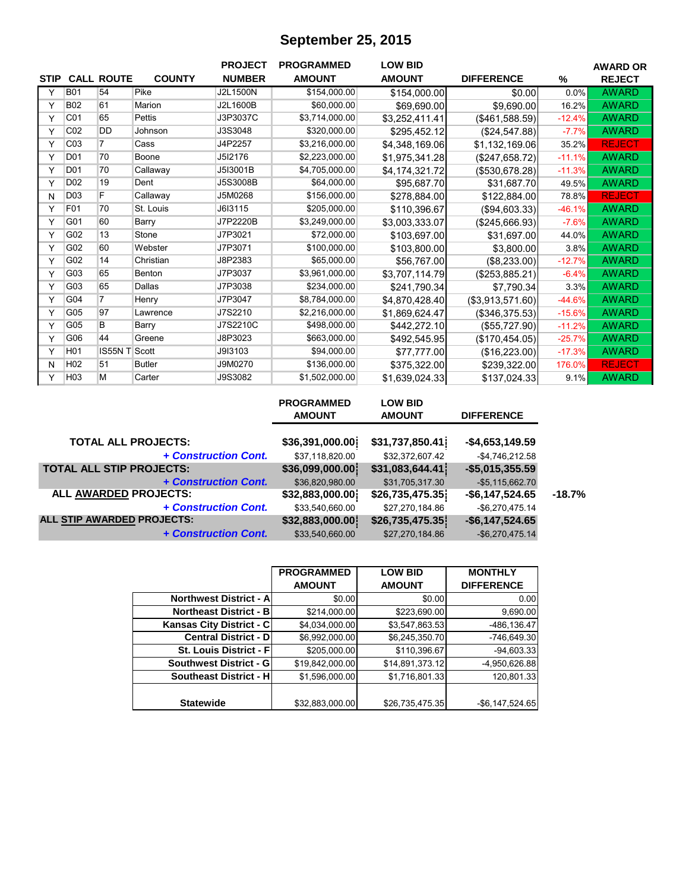# September 25, 2015

| STIP | CALL | ROUTE | COUNTY | PROJECT NUMBER | PROGRAMMED AMOUNT | LOW BID AMOUNT | DIFFERENCE | % | AWARD OR REJECT |
|---|---|---|---|---|---|---|---|---|---|
| Y | B01 | 54 | Pike | J2L1500N | $154,000.00 | $154,000.00 | $0.00 | 0.0% | AWARD |
| Y | B02 | 61 | Marion | J2L1600B | $60,000.00 | $69,690.00 | $9,690.00 | 16.2% | AWARD |
| Y | C01 | 65 | Pettis | J3P3037C | $3,714,000.00 | $3,252,411.41 | ($461,588.59) | -12.4% | AWARD |
| Y | C02 | DD | Johnson | J3S3048 | $320,000.00 | $295,452.12 | ($24,547.88) | -7.7% | AWARD |
| Y | C03 | 7 | Cass | J4P2257 | $3,216,000.00 | $4,348,169.06 | $1,132,169.06 | 35.2% | REJECT |
| Y | D01 | 70 | Boone | J5I2176 | $2,223,000.00 | $1,975,341.28 | ($247,658.72) | -11.1% | AWARD |
| Y | D01 | 70 | Callaway | J5I3001B | $4,705,000.00 | $4,174,321.72 | ($530,678.28) | -11.3% | AWARD |
| Y | D02 | 19 | Dent | J5S3008B | $64,000.00 | $95,687.70 | $31,687.70 | 49.5% | AWARD |
| N | D03 | F | Callaway | J5M0268 | $156,000.00 | $278,884.00 | $122,884.00 | 78.8% | REJECT |
| Y | F01 | 70 | St. Louis | J6I3115 | $205,000.00 | $110,396.67 | ($94,603.33) | -46.1% | AWARD |
| Y | G01 | 60 | Barry | J7P2220B | $3,249,000.00 | $3,003,333.07 | ($245,666.93) | -7.6% | AWARD |
| Y | G02 | 13 | Stone | J7P3021 | $72,000.00 | $103,697.00 | $31,697.00 | 44.0% | AWARD |
| Y | G02 | 60 | Webster | J7P3071 | $100,000.00 | $103,800.00 | $3,800.00 | 3.8% | AWARD |
| Y | G02 | 14 | Christian | J8P2383 | $65,000.00 | $56,767.00 | ($8,233.00) | -12.7% | AWARD |
| Y | G03 | 65 | Benton | J7P3037 | $3,961,000.00 | $3,707,114.79 | ($253,885.21) | -6.4% | AWARD |
| Y | G03 | 65 | Dallas | J7P3038 | $234,000.00 | $241,790.34 | $7,790.34 | 3.3% | AWARD |
| Y | G04 | 7 | Henry | J7P3047 | $8,784,000.00 | $4,870,428.40 | ($3,913,571.60) | -44.6% | AWARD |
| Y | G05 | 97 | Lawrence | J7S2210 | $2,216,000.00 | $1,869,624.47 | ($346,375.53) | -15.6% | AWARD |
| Y | G05 | B | Barry | J7S2210C | $498,000.00 | $442,272.10 | ($55,727.90) | -11.2% | AWARD |
| Y | G06 | 44 | Greene | J8P3023 | $663,000.00 | $492,545.95 | ($170,454.05) | -25.7% | AWARD |
| Y | H01 | IS55N T | Scott | J9I3103 | $94,000.00 | $77,777.00 | ($16,223.00) | -17.3% | AWARD |
| N | H02 | 51 | Butler | J9M0270 | $136,000.00 | $375,322.00 | $239,322.00 | 176.0% | REJECT |
| Y | H03 | M | Carter | J9S3082 | $1,502,000.00 | $1,639,024.33 | $137,024.33 | 9.1% | AWARD |

| | PROGRAMMED AMOUNT | LOW BID AMOUNT | DIFFERENCE | |
|---|---|---|---|---|
| **TOTAL ALL PROJECTS:** | **$36,391,000.00** | **$31,737,850.41** | **-$4,653,149.59** | |
| *+ Construction Cont.* | $37,118,820.00 | $32,372,607.42 | -$4,746,212.58 | |
| **TOTAL ALL STIP PROJECTS:** | **$36,099,000.00** | **$31,083,644.41** | **-$5,015,355.59** | |
| *+ Construction Cont.* | $36,820,980.00 | $31,705,317.30 | -$5,115,662.70 | |
| **ALL AWARDED PROJECTS:** | **$32,883,000.00** | **$26,735,475.35** | **-$6,147,524.65** | **-18.7%** |
| *+ Construction Cont.* | $33,540,660.00 | $27,270,184.86 | -$6,270,475.14 | |
| **ALL STIP AWARDED PROJECTS:** | **$32,883,000.00** | **$26,735,475.35** | **-$6,147,524.65** | |
| *+ Construction Cont.* | $33,540,660.00 | $27,270,184.86 | -$6,270,475.14 | |

| | PROGRAMMED AMOUNT | LOW BID AMOUNT | MONTHLY DIFFERENCE |
|---|---|---|---|
| **Northwest District - A** | $0.00 | $0.00 | 0.00 |
| **Northeast District - B** | $214,000.00 | $223,690.00 | 9,690.00 |
| **Kansas City District - C** | $4,034,000.00 | $3,547,863.53 | -486,136.47 |
| **Central District - D** | $6,992,000.00 | $6,245,350.70 | -746,649.30 |
| **St. Louis District - F** | $205,000.00 | $110,396.67 | -94,603.33 |
| **Southwest District - G** | $19,842,000.00 | $14,891,373.12 | -4,950,626.88 |
| **Southeast District - H** | $1,596,000.00 | $1,716,801.33 | 120,801.33 |
| **Statewide** | $32,883,000.00 | $26,735,475.35 | -$6,147,524.65 |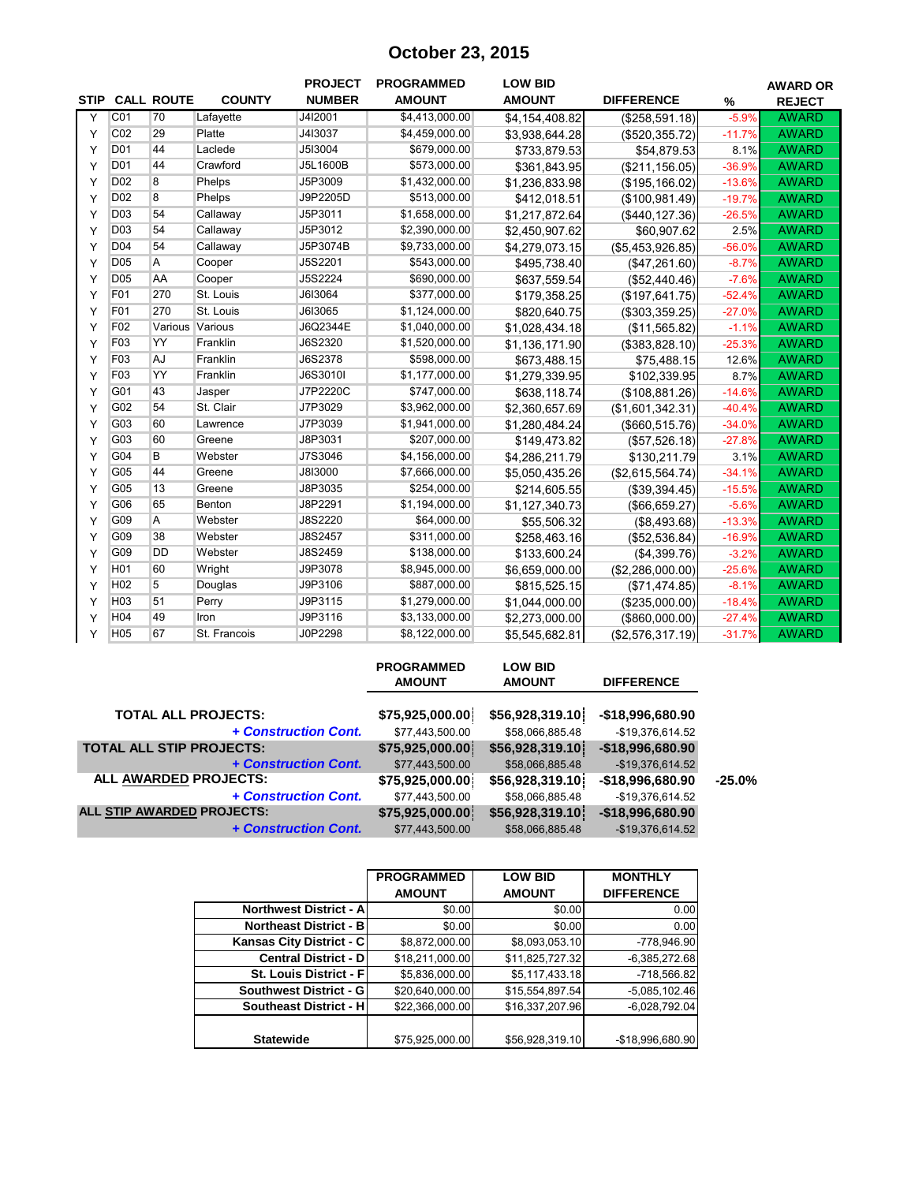# October 23, 2015

| STIP | CALL | ROUTE | COUNTY | PROJECT NUMBER | PROGRAMMED AMOUNT | LOW BID AMOUNT | DIFFERENCE | % | AWARD OR REJECT |
|---|---|---|---|---|---|---|---|---|---|
| Y | C01 | 70 | Lafayette | J4I2001 | $4,413,000.00 | $4,154,408.82 | ($258,591.18) | -5.9% | AWARD |
| Y | C02 | 29 | Platte | J4I3037 | $4,459,000.00 | $3,938,644.28 | ($520,355.72) | -11.7% | AWARD |
| Y | D01 | 44 | Laclede | J5I3004 | $679,000.00 | $733,879.53 | $54,879.53 | 8.1% | AWARD |
| Y | D01 | 44 | Crawford | J5L1600B | $573,000.00 | $361,843.95 | ($211,156.05) | -36.9% | AWARD |
| Y | D02 | 8 | Phelps | J5P3009 | $1,432,000.00 | $1,236,833.98 | ($195,166.02) | -13.6% | AWARD |
| Y | D02 | 8 | Phelps | J9P2205D | $513,000.00 | $412,018.51 | ($100,981.49) | -19.7% | AWARD |
| Y | D03 | 54 | Callaway | J5P3011 | $1,658,000.00 | $1,217,872.64 | ($440,127.36) | -26.5% | AWARD |
| Y | D03 | 54 | Callaway | J5P3012 | $2,390,000.00 | $2,450,907.62 | $60,907.62 | 2.5% | AWARD |
| Y | D04 | 54 | Callaway | J5P3074B | $9,733,000.00 | $4,279,073.15 | ($5,453,926.85) | -56.0% | AWARD |
| Y | D05 | A | Cooper | J5S2201 | $543,000.00 | $495,738.40 | ($47,261.60) | -8.7% | AWARD |
| Y | D05 | AA | Cooper | J5S2224 | $690,000.00 | $637,559.54 | ($52,440.46) | -7.6% | AWARD |
| Y | F01 | 270 | St. Louis | J6I3064 | $377,000.00 | $179,358.25 | ($197,641.75) | -52.4% | AWARD |
| Y | F01 | 270 | St. Louis | J6I3065 | $1,124,000.00 | $820,640.75 | ($303,359.25) | -27.0% | AWARD |
| Y | F02 | Various | Various | J6Q2344E | $1,040,000.00 | $1,028,434.18 | ($11,565.82) | -1.1% | AWARD |
| Y | F03 | YY | Franklin | J6S2320 | $1,520,000.00 | $1,136,171.90 | ($383,828.10) | -25.3% | AWARD |
| Y | F03 | AJ | Franklin | J6S2378 | $598,000.00 | $673,488.15 | $75,488.15 | 12.6% | AWARD |
| Y | F03 | YY | Franklin | J6S3010I | $1,177,000.00 | $1,279,339.95 | $102,339.95 | 8.7% | AWARD |
| Y | G01 | 43 | Jasper | J7P2220C | $747,000.00 | $638,118.74 | ($108,881.26) | -14.6% | AWARD |
| Y | G02 | 54 | St. Clair | J7P3029 | $3,962,000.00 | $2,360,657.69 | ($1,601,342.31) | -40.4% | AWARD |
| Y | G03 | 60 | Lawrence | J7P3039 | $1,941,000.00 | $1,280,484.24 | ($660,515.76) | -34.0% | AWARD |
| Y | G03 | 60 | Greene | J8P3031 | $207,000.00 | $149,473.82 | ($57,526.18) | -27.8% | AWARD |
| Y | G04 | B | Webster | J7S3046 | $4,156,000.00 | $4,286,211.79 | $130,211.79 | 3.1% | AWARD |
| Y | G05 | 44 | Greene | J8I3000 | $7,666,000.00 | $5,050,435.26 | ($2,615,564.74) | -34.1% | AWARD |
| Y | G05 | 13 | Greene | J8P3035 | $254,000.00 | $214,605.55 | ($39,394.45) | -15.5% | AWARD |
| Y | G06 | 65 | Benton | J8P2291 | $1,194,000.00 | $1,127,340.73 | ($66,659.27) | -5.6% | AWARD |
| Y | G09 | A | Webster | J8S2220 | $64,000.00 | $55,506.32 | ($8,493.68) | -13.3% | AWARD |
| Y | G09 | 38 | Webster | J8S2457 | $311,000.00 | $258,463.16 | ($52,536.84) | -16.9% | AWARD |
| Y | G09 | DD | Webster | J8S2459 | $138,000.00 | $133,600.24 | ($4,399.76) | -3.2% | AWARD |
| Y | H01 | 60 | Wright | J9P3078 | $8,945,000.00 | $6,659,000.00 | ($2,286,000.00) | -25.6% | AWARD |
| Y | H02 | 5 | Douglas | J9P3106 | $887,000.00 | $815,525.15 | ($71,474.85) | -8.1% | AWARD |
| Y | H03 | 51 | Perry | J9P3115 | $1,279,000.00 | $1,044,000.00 | ($235,000.00) | -18.4% | AWARD |
| Y | H04 | 49 | Iron | J9P3116 | $3,133,000.00 | $2,273,000.00 | ($860,000.00) | -27.4% | AWARD |
| Y | H05 | 67 | St. Francois | J0P2298 | $8,122,000.00 | $5,545,682.81 | ($2,576,317.19) | -31.7% | AWARD |

| | PROGRAMMED AMOUNT | LOW BID AMOUNT | DIFFERENCE | |
|---|---|---|---|---|
| **TOTAL ALL PROJECTS:** | **$75,925,000.00** | **$56,928,319.10** | **-$18,996,680.90** | |
| ***+ Construction Cont.*** | $77,443,500.00 | $58,066,885.48 | -$19,376,614.52 | |
| **TOTAL ALL STIP PROJECTS:** | **$75,925,000.00** | **$56,928,319.10** | **-$18,996,680.90** | |
| ***+ Construction Cont.*** | $77,443,500.00 | $58,066,885.48 | -$19,376,614.52 | |
| **ALL AWARDED PROJECTS:** | **$75,925,000.00** | **$56,928,319.10** | **-$18,996,680.90** | **-25.0%** |
| ***+ Construction Cont.*** | $77,443,500.00 | $58,066,885.48 | -$19,376,614.52 | |
| **ALL STIP AWARDED PROJECTS:** | **$75,925,000.00** | **$56,928,319.10** | **-$18,996,680.90** | |
| ***+ Construction Cont.*** | $77,443,500.00 | $58,066,885.48 | -$19,376,614.52 | |

| | PROGRAMMED AMOUNT | LOW BID AMOUNT | MONTHLY DIFFERENCE |
|---|---|---|---|
| **Northwest District - A** | $0.00 | $0.00 | 0.00 |
| **Northeast District - B** | $0.00 | $0.00 | 0.00 |
| **Kansas City District - C** | $8,872,000.00 | $8,093,053.10 | -778,946.90 |
| **Central District - D** | $18,211,000.00 | $11,825,727.32 | -6,385,272.68 |
| **St. Louis District - F** | $5,836,000.00 | $5,117,433.18 | -718,566.82 |
| **Southwest District - G** | $20,640,000.00 | $15,554,897.54 | -5,085,102.46 |
| **Southeast District - H** | $22,366,000.00 | $16,337,207.96 | -6,028,792.04 |
| **Statewide** | $75,925,000.00 | $56,928,319.10 | -$18,996,680.90 |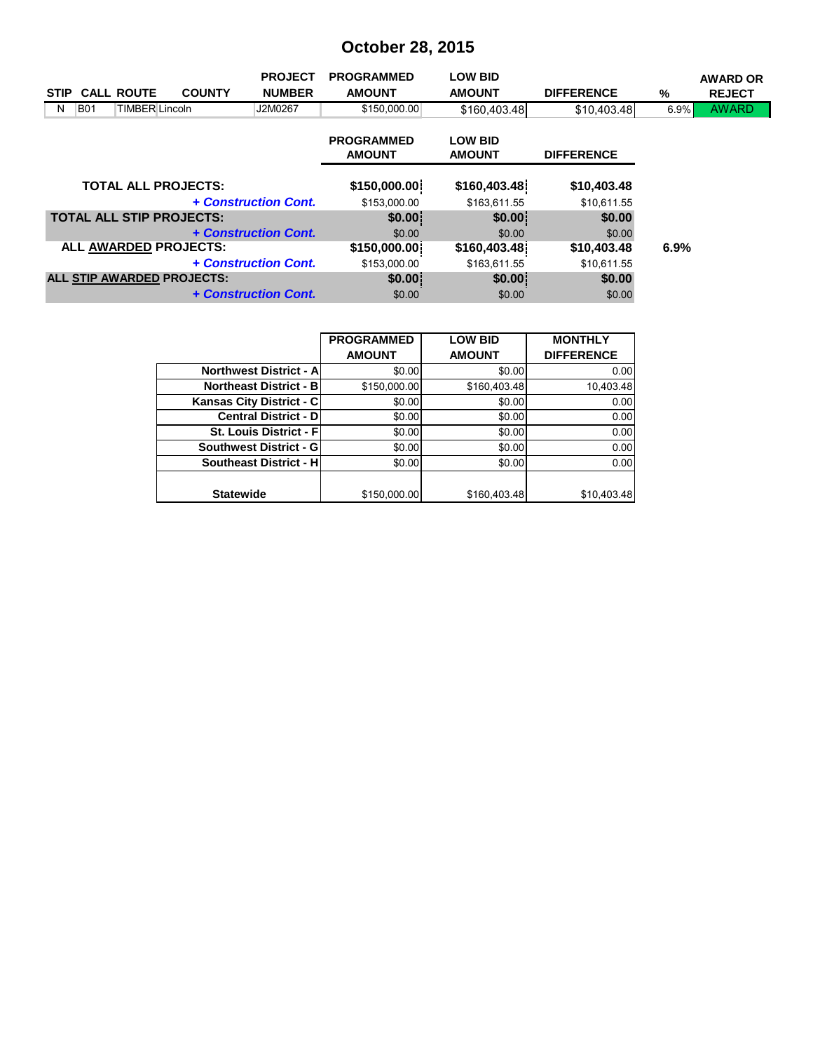# October 28, 2015

| STIP | CALL | ROUTE | COUNTY | PROJECT NUMBER | PROGRAMMED AMOUNT | LOW BID AMOUNT | DIFFERENCE | % | AWARD OR REJECT |
|---|---|---|---|---|---|---|---|---|---|
| N | B01 | TIMBER | Lincoln | J2M0267 | $150,000.00 | $160,403.48 | $10,403.48 | 6.9% | AWARD |

| | PROGRAMMED AMOUNT | LOW BID AMOUNT | DIFFERENCE | |
|---|---|---|---|---|
| **TOTAL ALL PROJECTS:** | **$150,000.00** | **$160,403.48** | **$10,403.48** | |
| ***+ Construction Cont.*** | $153,000.00 | $163,611.55 | $10,611.55 | |
| **TOTAL ALL STIP PROJECTS:** | **$0.00** | **$0.00** | **$0.00** | |
| ***+ Construction Cont.*** | $0.00 | $0.00 | $0.00 | |
| **ALL AWARDED PROJECTS:** | **$150,000.00** | **$160,403.48** | **$10,403.48** | **6.9%** |
| ***+ Construction Cont.*** | $153,000.00 | $163,611.55 | $10,611.55 | |
| **ALL STIP AWARDED PROJECTS:** | **$0.00** | **$0.00** | **$0.00** | |
| ***+ Construction Cont.*** | $0.00 | $0.00 | $0.00 | |

| | PROGRAMMED AMOUNT | LOW BID AMOUNT | MONTHLY DIFFERENCE |
|---|---|---|---|
| **Northwest District - A** | $0.00 | $0.00 | 0.00 |
| **Northeast District - B** | $150,000.00 | $160,403.48 | 10,403.48 |
| **Kansas City District - C** | $0.00 | $0.00 | 0.00 |
| **Central District - D** | $0.00 | $0.00 | 0.00 |
| **St. Louis District - F** | $0.00 | $0.00 | 0.00 |
| **Southwest District - G** | $0.00 | $0.00 | 0.00 |
| **Southeast District - H** | $0.00 | $0.00 | 0.00 |
| **Statewide** | $150,000.00 | $160,403.48 | $10,403.48 |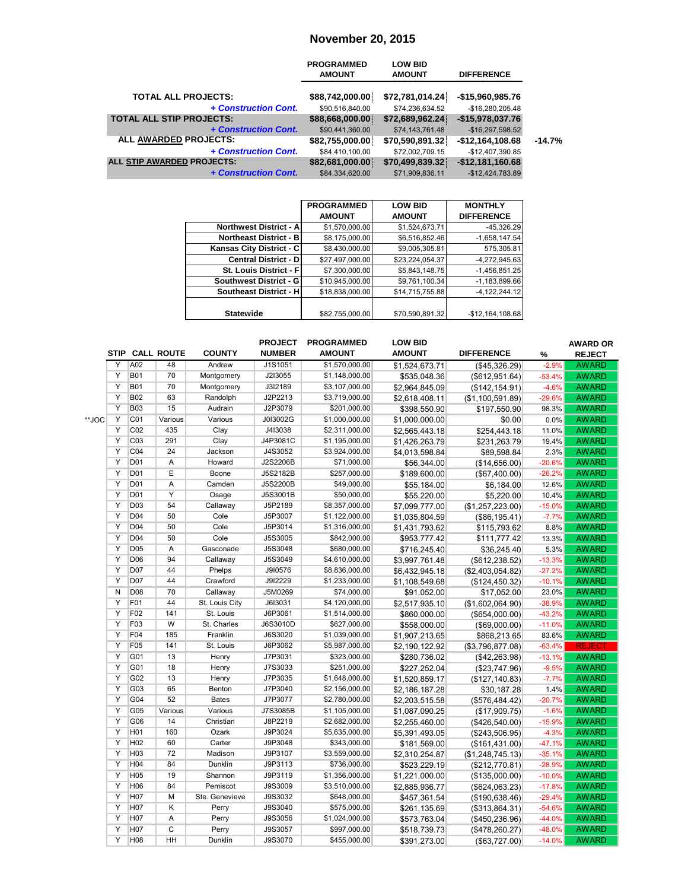# November 20, 2015

| | PROGRAMMED AMOUNT | LOW BID AMOUNT | DIFFERENCE | |
|---|---|---|---|---|
| **TOTAL ALL PROJECTS:** | $88,742,000.00 | $72,781,014.24 | -$15,960,985.76 | |
| *+ Construction Cont.* | $90,516,840.00 | $74,236,634.52 | -$16,280,205.48 | |
| **TOTAL ALL STIP PROJECTS:** | $88,668,000.00 | $72,689,962.24 | -$15,978,037.76 | |
| *+ Construction Cont.* | $90,441,360.00 | $74,143,761.48 | -$16,297,598.52 | |
| **ALL AWARDED PROJECTS:** | $82,755,000.00 | $70,590,891.32 | -$12,164,108.68 | -14.7% |
| *+ Construction Cont.* | $84,410,100.00 | $72,002,709.15 | -$12,407,390.85 | |
| **ALL STIP AWARDED PROJECTS:** | $82,681,000.00 | $70,499,839.32 | -$12,181,160.68 | |
| *+ Construction Cont.* | $84,334,620.00 | $71,909,836.11 | -$12,424,783.89 | |

| | PROGRAMMED AMOUNT | LOW BID AMOUNT | MONTHLY DIFFERENCE |
|---|---|---|---|
| Northwest District - A | $1,570,000.00 | $1,524,673.71 | -45,326.29 |
| Northeast District - B | $8,175,000.00 | $6,516,852.46 | -1,658,147.54 |
| Kansas City District - C | $8,430,000.00 | $9,005,305.81 | 575,305.81 |
| Central District - D | $27,497,000.00 | $23,224,054.37 | -4,272,945.63 |
| St. Louis District - F | $7,300,000.00 | $5,843,148.75 | -1,456,851.25 |
| Southwest District - G | $10,945,000.00 | $9,761,100.34 | -1,183,899.66 |
| Southeast District - H | $18,838,000.00 | $14,715,755.88 | -4,122,244.12 |
| Statewide | $82,755,000.00 | $70,590,891.32 | -$12,164,108.68 |

| | STIP | CALL | ROUTE | COUNTY | PROJECT NUMBER | PROGRAMMED AMOUNT | LOW BID AMOUNT | DIFFERENCE | % | AWARD OR REJECT |
|---|---|---|---|---|---|---|---|---|---|---|
| | Y | A02 | 48 | Andrew | J1S1051 | $1,570,000.00 | $1,524,673.71 | ($45,326.29) | -2.9% | AWARD |
| | Y | B01 | 70 | Montgomery | J2I3055 | $1,148,000.00 | $535,048.36 | ($612,951.64) | -53.4% | AWARD |
| | Y | B01 | 70 | Montgomery | J3I2189 | $3,107,000.00 | $2,964,845.09 | ($142,154.91) | -4.6% | AWARD |
| | Y | B02 | 63 | Randolph | J2P2213 | $3,719,000.00 | $2,618,408.11 | ($1,100,591.89) | -29.6% | AWARD |
| | Y | B03 | 15 | Audrain | J2P3079 | $201,000.00 | $398,550.90 | $197,550.90 | 98.3% | AWARD |
| **JOC | Y | C01 | Various | Various | J0I3002G | $1,000,000.00 | $1,000,000.00 | $0.00 | 0.0% | AWARD |
| | Y | C02 | 435 | Clay | J4I3038 | $2,311,000.00 | $2,565,443.18 | $254,443.18 | 11.0% | AWARD |
| | Y | C03 | 291 | Clay | J4P3081C | $1,195,000.00 | $1,426,263.79 | $231,263.79 | 19.4% | AWARD |
| | Y | C04 | 24 | Jackson | J4S3052 | $3,924,000.00 | $4,013,598.84 | $89,598.84 | 2.3% | AWARD |
| | Y | D01 | A | Howard | J2S2206B | $71,000.00 | $56,344.00 | ($14,656.00) | -20.6% | AWARD |
| | Y | D01 | E | Boone | J5S2182B | $257,000.00 | $189,600.00 | ($67,400.00) | -26.2% | AWARD |
| | Y | D01 | A | Camden | J5S2200B | $49,000.00 | $55,184.00 | $6,184.00 | 12.6% | AWARD |
| | Y | D01 | Y | Osage | J5S3001B | $50,000.00 | $55,220.00 | $5,220.00 | 10.4% | AWARD |
| | Y | D03 | 54 | Callaway | J5P2189 | $8,357,000.00 | $7,099,777.00 | ($1,257,223.00) | -15.0% | AWARD |
| | Y | D04 | 50 | Cole | J5P3007 | $1,122,000.00 | $1,035,804.59 | ($86,195.41) | -7.7% | AWARD |
| | Y | D04 | 50 | Cole | J5P3014 | $1,316,000.00 | $1,431,793.62 | $115,793.62 | 8.8% | AWARD |
| | Y | D04 | 50 | Cole | J5S3005 | $842,000.00 | $953,777.42 | $111,777.42 | 13.3% | AWARD |
| | Y | D05 | A | Gasconade | J5S3048 | $680,000.00 | $716,245.40 | $36,245.40 | 5.3% | AWARD |
| | Y | D06 | 94 | Callaway | J5S3049 | $4,610,000.00 | $3,997,761.48 | ($612,238.52) | -13.3% | AWARD |
| | Y | D07 | 44 | Phelps | J9I0576 | $8,836,000.00 | $6,432,945.18 | ($2,403,054.82) | -27.2% | AWARD |
| | Y | D07 | 44 | Crawford | J9I2229 | $1,233,000.00 | $1,108,549.68 | ($124,450.32) | -10.1% | AWARD |
| | N | D08 | 70 | Callaway | J5M0269 | $74,000.00 | $91,052.00 | $17,052.00 | 23.0% | AWARD |
| | Y | F01 | 44 | St. Louis City | J6I3031 | $4,120,000.00 | $2,517,935.10 | ($1,602,064.90) | -38.9% | AWARD |
| | Y | F02 | 141 | St. Louis | J6P3061 | $1,514,000.00 | $860,000.00 | ($654,000.00) | -43.2% | AWARD |
| | Y | F03 | W | St. Charles | J6S3010D | $627,000.00 | $558,000.00 | ($69,000.00) | -11.0% | AWARD |
| | Y | F04 | 185 | Franklin | J6S3020 | $1,039,000.00 | $1,907,213.65 | $868,213.65 | 83.6% | AWARD |
| | Y | F05 | 141 | St. Louis | J6P3062 | $5,987,000.00 | $2,190,122.92 | ($3,796,877.08) | -63.4% | REJECT |
| | Y | G01 | 13 | Henry | J7P3031 | $323,000.00 | $280,736.02 | ($42,263.98) | -13.1% | AWARD |
| | Y | G01 | 18 | Henry | J7S3033 | $251,000.00 | $227,252.04 | ($23,747.96) | -9.5% | AWARD |
| | Y | G02 | 13 | Henry | J7P3035 | $1,648,000.00 | $1,520,859.17 | ($127,140.83) | -7.7% | AWARD |
| | Y | G03 | 65 | Benton | J7P3040 | $2,156,000.00 | $2,186,187.28 | $30,187.28 | 1.4% | AWARD |
| | Y | G04 | 52 | Bates | J7P3077 | $2,780,000.00 | $2,203,515.58 | ($576,484.42) | -20.7% | AWARD |
| | Y | G05 | Various | Various | J7S3085B | $1,105,000.00 | $1,087,090.25 | ($17,909.75) | -1.6% | AWARD |
| | Y | G06 | 14 | Christian | J8P2219 | $2,682,000.00 | $2,255,460.00 | ($426,540.00) | -15.9% | AWARD |
| | Y | H01 | 160 | Ozark | J9P3024 | $5,635,000.00 | $5,391,493.05 | ($243,506.95) | -4.3% | AWARD |
| | Y | H02 | 60 | Carter | J9P3048 | $343,000.00 | $181,569.00 | ($161,431.00) | -47.1% | AWARD |
| | Y | H03 | 72 | Madison | J9P3107 | $3,559,000.00 | $2,310,254.87 | ($1,248,745.13) | -35.1% | AWARD |
| | Y | H04 | 84 | Dunklin | J9P3113 | $736,000.00 | $523,229.19 | ($212,770.81) | -28.9% | AWARD |
| | Y | H05 | 19 | Shannon | J9P3119 | $1,356,000.00 | $1,221,000.00 | ($135,000.00) | -10.0% | AWARD |
| | Y | H06 | 84 | Pemiscot | J9S3009 | $3,510,000.00 | $2,885,936.77 | ($624,063.23) | -17.8% | AWARD |
| | Y | H07 | M | Ste. Genevieve | J9S3032 | $648,000.00 | $457,361.54 | ($190,638.46) | -29.4% | AWARD |
| | Y | H07 | K | Perry | J9S3040 | $575,000.00 | $261,135.69 | ($313,864.31) | -54.6% | AWARD |
| | Y | H07 | A | Perry | J9S3056 | $1,024,000.00 | $573,763.04 | ($450,236.96) | -44.0% | AWARD |
| | Y | H07 | C | Perry | J9S3057 | $997,000.00 | $518,739.73 | ($478,260.27) | -48.0% | AWARD |
| | Y | H08 | HH | Dunklin | J9S3070 | $455,000.00 | $391,273.00 | ($63,727.00) | -14.0% | AWARD |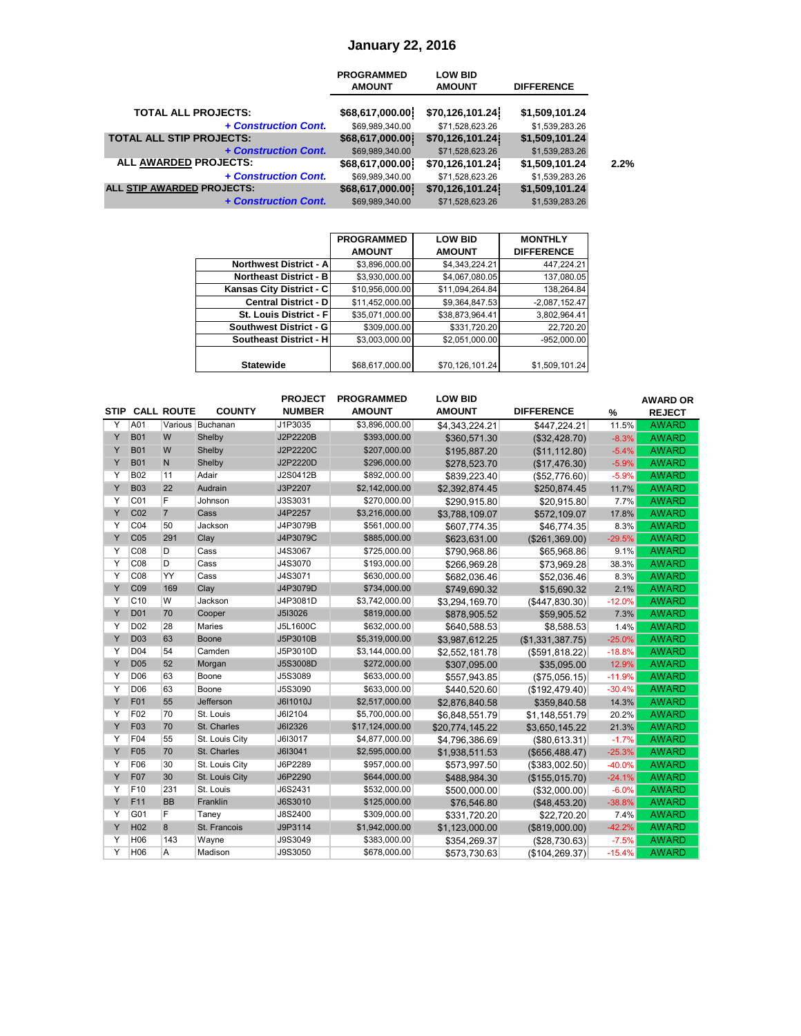# January 22, 2016

| | PROGRAMMED AMOUNT | LOW BID AMOUNT | DIFFERENCE | |
|---|---|---|---|---|
| **TOTAL ALL PROJECTS:** | **$68,617,000.00** | **$70,126,101.24** | **$1,509,101.24** | |
| ***+ Construction Cont.*** | $69,989,340.00 | $71,528,623.26 | $1,539,283.26 | |
| **TOTAL ALL STIP PROJECTS:** | **$68,617,000.00** | **$70,126,101.24** | **$1,509,101.24** | |
| ***+ Construction Cont.*** | $69,989,340.00 | $71,528,623.26 | $1,539,283.26 | |
| **ALL AWARDED PROJECTS:** | **$68,617,000.00** | **$70,126,101.24** | **$1,509,101.24** | **2.2%** |
| ***+ Construction Cont.*** | $69,989,340.00 | $71,528,623.26 | $1,539,283.26 | |
| **ALL STIP AWARDED PROJECTS:** | **$68,617,000.00** | **$70,126,101.24** | **$1,509,101.24** | |
| ***+ Construction Cont.*** | $69,989,340.00 | $71,528,623.26 | $1,539,283.26 | |

| | PROGRAMMED AMOUNT | LOW BID AMOUNT | MONTHLY DIFFERENCE |
|---|---|---|---|
| **Northwest District - A** | $3,896,000.00 | $4,343,224.21 | 447,224.21 |
| **Northeast District - B** | $3,930,000.00 | $4,067,080.05 | 137,080.05 |
| **Kansas City District - C** | $10,956,000.00 | $11,094,264.84 | 138,264.84 |
| **Central District - D** | $11,452,000.00 | $9,364,847.53 | -2,087,152.47 |
| **St. Louis District - F** | $35,071,000.00 | $38,873,964.41 | 3,802,964.41 |
| **Southwest District - G** | $309,000.00 | $331,720.20 | 22,720.20 |
| **Southeast District - H** | $3,003,000.00 | $2,051,000.00 | -952,000.00 |
| **Statewide** | $68,617,000.00 | $70,126,101.24 | $1,509,101.24 |

| STIP | CALL | ROUTE | COUNTY | PROJECT NUMBER | PROGRAMMED AMOUNT | LOW BID AMOUNT | DIFFERENCE | % | AWARD OR REJECT |
|---|---|---|---|---|---|---|---|---|---|
| Y | A01 | Various | Buchanan | J1P3035 | $3,896,000.00 | $4,343,224.21 | $447,224.21 | 11.5% | AWARD |
| Y | B01 | W | Shelby | J2P2220B | $393,000.00 | $360,571.30 | ($32,428.70) | -8.3% | AWARD |
| Y | B01 | W | Shelby | J2P2220C | $207,000.00 | $195,887.20 | ($11,112.80) | -5.4% | AWARD |
| Y | B01 | N | Shelby | J2P2220D | $296,000.00 | $278,523.70 | ($17,476.30) | -5.9% | AWARD |
| Y | B02 | 11 | Adair | J2S0412B | $892,000.00 | $839,223.40 | ($52,776.60) | -5.9% | AWARD |
| Y | B03 | 22 | Audrain | J3P2207 | $2,142,000.00 | $2,392,874.45 | $250,874.45 | 11.7% | AWARD |
| Y | C01 | F | Johnson | J3S3031 | $270,000.00 | $290,915.80 | $20,915.80 | 7.7% | AWARD |
| Y | C02 | 7 | Cass | J4P2257 | $3,216,000.00 | $3,788,109.07 | $572,109.07 | 17.8% | AWARD |
| Y | C04 | 50 | Jackson | J4P3079B | $561,000.00 | $607,774.35 | $46,774.35 | 8.3% | AWARD |
| Y | C05 | 291 | Clay | J4P3079C | $885,000.00 | $623,631.00 | ($261,369.00) | -29.5% | AWARD |
| Y | C08 | D | Cass | J4S3067 | $725,000.00 | $790,968.86 | $65,968.86 | 9.1% | AWARD |
| Y | C08 | D | Cass | J4S3070 | $193,000.00 | $266,969.28 | $73,969.28 | 38.3% | AWARD |
| Y | C08 | YY | Cass | J4S3071 | $630,000.00 | $682,036.46 | $52,036.46 | 8.3% | AWARD |
| Y | C09 | 169 | Clay | J4P3079D | $734,000.00 | $749,690.32 | $15,690.32 | 2.1% | AWARD |
| Y | C10 | W | Jackson | J4P3081D | $3,742,000.00 | $3,294,169.70 | ($447,830.30) | -12.0% | AWARD |
| Y | D01 | 70 | Cooper | J5I3026 | $819,000.00 | $878,905.52 | $59,905.52 | 7.3% | AWARD |
| Y | D02 | 28 | Maries | J5L1600C | $632,000.00 | $640,588.53 | $8,588.53 | 1.4% | AWARD |
| Y | D03 | 63 | Boone | J5P3010B | $5,319,000.00 | $3,987,612.25 | ($1,331,387.75) | -25.0% | AWARD |
| Y | D04 | 54 | Camden | J5P3010D | $3,144,000.00 | $2,552,181.78 | ($591,818.22) | -18.8% | AWARD |
| Y | D05 | 52 | Morgan | J5S3008D | $272,000.00 | $307,095.00 | $35,095.00 | 12.9% | AWARD |
| Y | D06 | 63 | Boone | J5S3089 | $633,000.00 | $557,943.85 | ($75,056.15) | -11.9% | AWARD |
| Y | D06 | 63 | Boone | J5S3090 | $633,000.00 | $440,520.60 | ($192,479.40) | -30.4% | AWARD |
| Y | F01 | 55 | Jefferson | J6I1010J | $2,517,000.00 | $2,876,840.58 | $359,840.58 | 14.3% | AWARD |
| Y | F02 | 70 | St. Louis | J6I2104 | $5,700,000.00 | $6,848,551.79 | $1,148,551.79 | 20.2% | AWARD |
| Y | F03 | 70 | St. Charles | J6I2326 | $17,124,000.00 | $20,774,145.22 | $3,650,145.22 | 21.3% | AWARD |
| Y | F04 | 55 | St. Louis City | J6I3017 | $4,877,000.00 | $4,796,386.69 | ($80,613.31) | -1.7% | AWARD |
| Y | F05 | 70 | St. Charles | J6I3041 | $2,595,000.00 | $1,938,511.53 | ($656,488.47) | -25.3% | AWARD |
| Y | F06 | 30 | St. Louis City | J6P2289 | $957,000.00 | $573,997.50 | ($383,002.50) | -40.0% | AWARD |
| Y | F07 | 30 | St. Louis City | J6P2290 | $644,000.00 | $488,984.30 | ($155,015.70) | -24.1% | AWARD |
| Y | F10 | 231 | St. Louis | J6S2431 | $532,000.00 | $500,000.00 | ($32,000.00) | -6.0% | AWARD |
| Y | F11 | BB | Franklin | J6S3010 | $125,000.00 | $76,546.80 | ($48,453.20) | -38.8% | AWARD |
| Y | G01 | F | Taney | J8S2400 | $309,000.00 | $331,720.20 | $22,720.20 | 7.4% | AWARD |
| Y | H02 | 8 | St. Francois | J9P3114 | $1,942,000.00 | $1,123,000.00 | ($819,000.00) | -42.2% | AWARD |
| Y | H06 | 143 | Wayne | J9S3049 | $383,000.00 | $354,269.37 | ($28,730.63) | -7.5% | AWARD |
| Y | H06 | A | Madison | J9S3050 | $678,000.00 | $573,730.63 | ($104,269.37) | -15.4% | AWARD |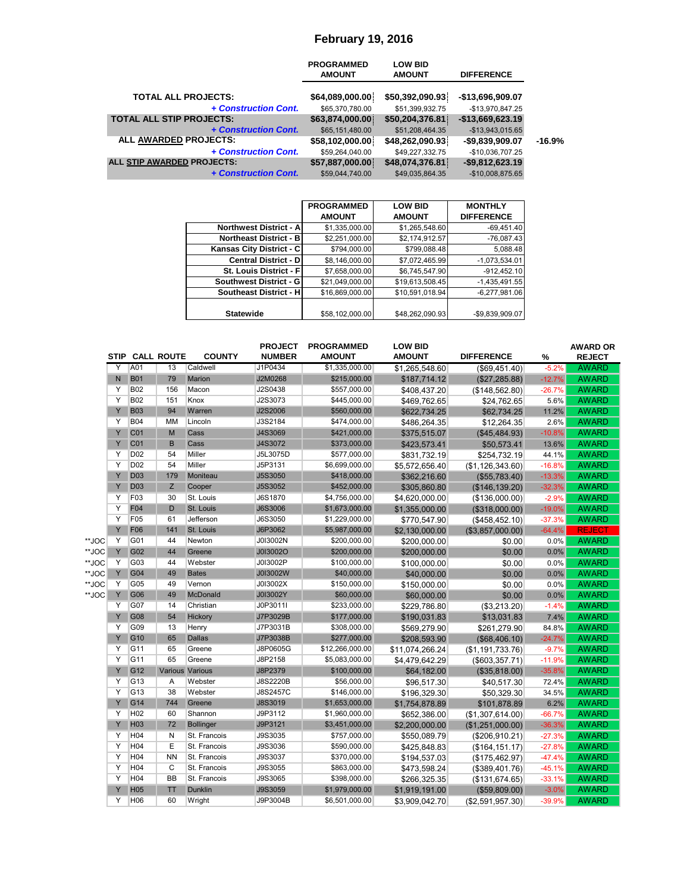# February 19, 2016

| | PROGRAMMED AMOUNT | LOW BID AMOUNT | DIFFERENCE | |
|---|---|---|---|---|
| **TOTAL ALL PROJECTS:** | **$64,089,000.00** | **$50,392,090.93** | **-$13,696,909.07** | |
| ***+ Construction Cont.*** | $65,370,780.00 | $51,399,932.75 | -$13,970,847.25 | |
| **TOTAL ALL STIP PROJECTS:** | **$63,874,000.00** | **$50,204,376.81** | **-$13,669,623.19** | |
| ***+ Construction Cont.*** | $65,151,480.00 | $51,208,464.35 | -$13,943,015.65 | |
| **ALL AWARDED PROJECTS:** | **$58,102,000.00** | **$48,262,090.93** | **-$9,839,909.07** | **-16.9%** |
| ***+ Construction Cont.*** | $59,264,040.00 | $49,227,332.75 | -$10,036,707.25 | |
| **ALL STIP AWARDED PROJECTS:** | **$57,887,000.00** | **$48,074,376.81** | **-$9,812,623.19** | |
| ***+ Construction Cont.*** | $59,044,740.00 | $49,035,864.35 | -$10,008,875.65 | |

| | PROGRAMMED AMOUNT | LOW BID AMOUNT | MONTHLY DIFFERENCE |
|---|---|---|---|
| **Northwest District - A** | $1,335,000.00 | $1,265,548.60 | -69,451.40 |
| **Northeast District - B** | $2,251,000.00 | $2,174,912.57 | -76,087.43 |
| **Kansas City District - C** | $794,000.00 | $799,088.48 | 5,088.48 |
| **Central District - D** | $8,146,000.00 | $7,072,465.99 | -1,073,534.01 |
| **St. Louis District - F** | $7,658,000.00 | $6,745,547.90 | -912,452.10 |
| **Southwest District - G** | $21,049,000.00 | $19,613,508.45 | -1,435,491.55 |
| **Southeast District - H** | $16,869,000.00 | $10,591,018.94 | -6,277,981.06 |
| **Statewide** | $58,102,000.00 | $48,262,090.93 | -$9,839,909.07 |

| | STIP | CALL | ROUTE | COUNTY | PROJECT NUMBER | PROGRAMMED AMOUNT | LOW BID AMOUNT | DIFFERENCE | % | AWARD OR REJECT |
|---|---|---|---|---|---|---|---|---|---|---|
| | Y | A01 | 13 | Caldwell | J1P0434 | $1,335,000.00 | $1,265,548.60 | ($69,451.40) | -5.2% | AWARD |
| | N | B01 | 79 | Marion | J2M0268 | $215,000.00 | $187,714.12 | ($27,285.88) | -12.7% | AWARD |
| | Y | B02 | 156 | Macon | J2S0438 | $557,000.00 | $408,437.20 | ($148,562.80) | -26.7% | AWARD |
| | Y | B02 | 151 | Knox | J2S3073 | $445,000.00 | $469,762.65 | $24,762.65 | 5.6% | AWARD |
| | Y | B03 | 94 | Warren | J2S2006 | $560,000.00 | $622,734.25 | $62,734.25 | 11.2% | AWARD |
| | Y | B04 | MM | Lincoln | J3S2184 | $474,000.00 | $486,264.35 | $12,264.35 | 2.6% | AWARD |
| | Y | C01 | M | Cass | J4S3069 | $421,000.00 | $375,515.07 | ($45,484.93) | -10.8% | AWARD |
| | Y | C01 | B | Cass | J4S3072 | $373,000.00 | $423,573.41 | $50,573.41 | 13.6% | AWARD |
| | Y | D02 | 54 | Miller | J5L3075D | $577,000.00 | $831,732.19 | $254,732.19 | 44.1% | AWARD |
| | Y | D02 | 54 | Miller | J5P3131 | $6,699,000.00 | $5,572,656.40 | ($1,126,343.60) | -16.8% | AWARD |
| | Y | D03 | 179 | Moniteau | J5S3050 | $418,000.00 | $362,216.60 | ($55,783.40) | -13.3% | AWARD |
| | Y | D03 | Z | Cooper | J5S3052 | $452,000.00 | $305,860.80 | ($146,139.20) | -32.3% | AWARD |
| | Y | F03 | 30 | St. Louis | J6S1870 | $4,756,000.00 | $4,620,000.00 | ($136,000.00) | -2.9% | AWARD |
| | Y | F04 | D | St. Louis | J6S3006 | $1,673,000.00 | $1,355,000.00 | ($318,000.00) | -19.0% | AWARD |
| | Y | F05 | 61 | Jefferson | J6S3050 | $1,229,000.00 | $770,547.90 | ($458,452.10) | -37.3% | AWARD |
| | Y | F06 | 141 | St. Louis | J6P3062 | $5,987,000.00 | $2,130,000.00 | ($3,857,000.00) | -64.4% | REJECT |
| **JOC | Y | G01 | 44 | Newton | J0I3002N | $200,000.00 | $200,000.00 | $0.00 | 0.0% | AWARD |
| **JOC | Y | G02 | 44 | Greene | J0I3002O | $200,000.00 | $200,000.00 | $0.00 | 0.0% | AWARD |
| **JOC | Y | G03 | 44 | Webster | J0I3002P | $100,000.00 | $100,000.00 | $0.00 | 0.0% | AWARD |
| **JOC | Y | G04 | 49 | Bates | J0I3002W | $40,000.00 | $40,000.00 | $0.00 | 0.0% | AWARD |
| **JOC | Y | G05 | 49 | Vernon | J0I3002X | $150,000.00 | $150,000.00 | $0.00 | 0.0% | AWARD |
| **JOC | Y | G06 | 49 | McDonald | J0I3002Y | $60,000.00 | $60,000.00 | $0.00 | 0.0% | AWARD |
| | Y | G07 | 14 | Christian | J0P3011I | $233,000.00 | $229,786.80 | ($3,213.20) | -1.4% | AWARD |
| | Y | G08 | 54 | Hickory | J7P3029B | $177,000.00 | $190,031.83 | $13,031.83 | 7.4% | AWARD |
| | Y | G09 | 13 | Henry | J7P3031B | $308,000.00 | $569,279.90 | $261,279.90 | 84.8% | AWARD |
| | Y | G10 | 65 | Dallas | J7P3038B | $277,000.00 | $208,593.90 | ($68,406.10) | -24.7% | AWARD |
| | Y | G11 | 65 | Greene | J8P0605G | $12,266,000.00 | $11,074,266.24 | ($1,191,733.76) | -9.7% | AWARD |
| | Y | G11 | 65 | Greene | J8P2158 | $5,083,000.00 | $4,479,642.29 | ($603,357.71) | -11.9% | AWARD |
| | Y | G12 | Various | Various | J8P2379 | $100,000.00 | $64,182.00 | ($35,818.00) | -35.8% | AWARD |
| | Y | G13 | A | Webster | J8S2220B | $56,000.00 | $96,517.30 | $40,517.30 | 72.4% | AWARD |
| | Y | G13 | 38 | Webster | J8S2457C | $146,000.00 | $196,329.30 | $50,329.30 | 34.5% | AWARD |
| | Y | G14 | 744 | Greene | J8S3019 | $1,653,000.00 | $1,754,878.89 | $101,878.89 | 6.2% | AWARD |
| | Y | H02 | 60 | Shannon | J9P3112 | $1,960,000.00 | $652,386.00 | ($1,307,614.00) | -66.7% | AWARD |
| | Y | H03 | 72 | Bollinger | J9P3121 | $3,451,000.00 | $2,200,000.00 | ($1,251,000.00) | -36.3% | AWARD |
| | Y | H04 | N | St. Francois | J9S3035 | $757,000.00 | $550,089.79 | ($206,910.21) | -27.3% | AWARD |
| | Y | H04 | E | St. Francois | J9S3036 | $590,000.00 | $425,848.83 | ($164,151.17) | -27.8% | AWARD |
| | Y | H04 | NN | St. Francois | J9S3037 | $370,000.00 | $194,537.03 | ($175,462.97) | -47.4% | AWARD |
| | Y | H04 | C | St. Francois | J9S3055 | $863,000.00 | $473,598.24 | ($389,401.76) | -45.1% | AWARD |
| | Y | H04 | BB | St. Francois | J9S3065 | $398,000.00 | $266,325.35 | ($131,674.65) | -33.1% | AWARD |
| | Y | H05 | TT | Dunklin | J9S3059 | $1,979,000.00 | $1,919,191.00 | ($59,809.00) | -3.0% | AWARD |
| | Y | H06 | 60 | Wright | J9P3004B | $6,501,000.00 | $3,909,042.70 | ($2,591,957.30) | -39.9% | AWARD |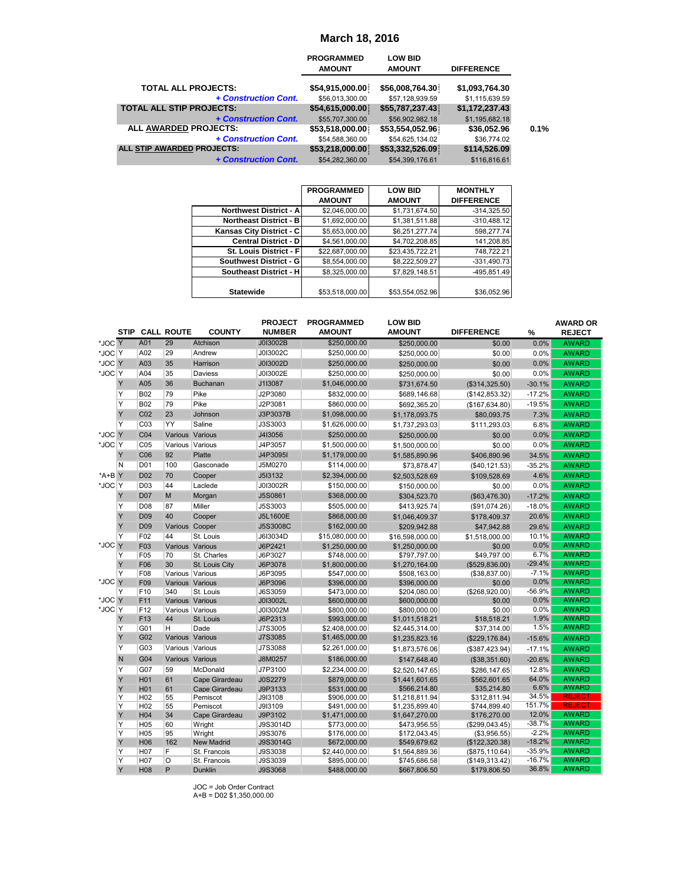# March 18, 2016

| | PROGRAMMED AMOUNT | LOW BID AMOUNT | DIFFERENCE | |
|---|---|---|---|---|
| **TOTAL ALL PROJECTS:** | $54,915,000.00 | $56,008,764.30 | $1,093,764.30 | |
| *+ Construction Cont.* | $56,013,300.00 | $57,128,939.59 | $1,115,639.59 | |
| **TOTAL ALL STIP PROJECTS:** | $54,615,000.00 | $55,787,237.43 | $1,172,237.43 | |
| *+ Construction Cont.* | $55,707,300.00 | $56,902,982.18 | $1,195,682.18 | |
| **ALL AWARDED PROJECTS:** | $53,518,000.00 | $53,554,052.96 | $36,052.96 | 0.1% |
| *+ Construction Cont.* | $54,588,360.00 | $54,625,134.02 | $36,774.02 | |
| **ALL STIP AWARDED PROJECTS:** | $53,218,000.00 | $53,332,526.09 | $114,526.09 | |
| *+ Construction Cont.* | $54,282,360.00 | $54,399,176.61 | $116,816.61 | |

| | PROGRAMMED AMOUNT | LOW BID AMOUNT | MONTHLY DIFFERENCE |
|---|---|---|---|
| **Northwest District - A** | $2,046,000.00 | $1,731,674.50 | -314,325.50 |
| **Northeast District - B** | $1,692,000.00 | $1,381,511.88 | -310,488.12 |
| **Kansas City District - C** | $5,653,000.00 | $6,251,277.74 | 598,277.74 |
| **Central District - D** | $4,561,000.00 | $4,702,208.85 | 141,208.85 |
| **St. Louis District - F** | $22,687,000.00 | $23,435,722.21 | 748,722.21 |
| **Southwest District - G** | $8,554,000.00 | $8,222,509.27 | -331,490.73 |
| **Southeast District - H** | $8,325,000.00 | $7,829,148.51 | -495,851.49 |
| **Statewide** | $53,518,000.00 | $53,554,052.96 | $36,052.96 |

| | STIP | CALL | ROUTE | COUNTY | PROJECT NUMBER | PROGRAMMED AMOUNT | LOW BID AMOUNT | DIFFERENCE | % | AWARD OR REJECT |
|---|---|---|---|---|---|---|---|---|---|---|
| *JOC | Y | A01 | 29 | Atchison | J0I3002B | $250,000.00 | $250,000.00 | $0.00 | 0.0% | AWARD |
| *JOC | Y | A02 | 29 | Andrew | J0I3002C | $250,000.00 | $250,000.00 | $0.00 | 0.0% | AWARD |
| *JOC | Y | A03 | 35 | Harrison | J0I3002D | $250,000.00 | $250,000.00 | $0.00 | 0.0% | AWARD |
| *JOC | Y | A04 | 35 | Daviess | J0I3002E | $250,000.00 | $250,000.00 | $0.00 | 0.0% | AWARD |
| | Y | A05 | 36 | Buchanan | J1I3087 | $1,046,000.00 | $731,674.50 | ($314,325.50) | -30.1% | AWARD |
| | Y | B02 | 79 | Pike | J2P3080 | $832,000.00 | $689,146.68 | ($142,853.32) | -17.2% | AWARD |
| | Y | B02 | 79 | Pike | J2P3081 | $860,000.00 | $692,365.20 | ($167,634.80) | -19.5% | AWARD |
| | Y | C02 | 23 | Johnson | J3P3037B | $1,098,000.00 | $1,178,093.75 | $80,093.75 | 7.3% | AWARD |
| | Y | C03 | YY | Saline | J3S3003 | $1,626,000.00 | $1,737,293.03 | $111,293.03 | 6.8% | AWARD |
| *JOC | Y | C04 | Various | Various | J4I3056 | $250,000.00 | $250,000.00 | $0.00 | 0.0% | AWARD |
| *JOC | Y | C05 | Various | Various | J4P3057 | $1,500,000.00 | $1,500,000.00 | $0.00 | 0.0% | AWARD |
| | Y | C06 | 92 | Platte | J4P3095I | $1,179,000.00 | $1,585,890.96 | $406,890.96 | 34.5% | AWARD |
| | N | D01 | 100 | Gasconade | J5M0270 | $114,000.00 | $73,878.47 | ($40,121.53) | -35.2% | AWARD |
| *A+B | Y | D02 | 70 | Cooper | J5I3132 | $2,394,000.00 | $2,503,528.69 | $109,528.69 | 4.6% | AWARD |
| *JOC | Y | D03 | 44 | Laclede | J0I3002R | $150,000.00 | $150,000.00 | $0.00 | 0.0% | AWARD |
| | Y | D07 | M | Morgan | J5S0861 | $368,000.00 | $304,523.70 | ($63,476.30) | -17.2% | AWARD |
| | Y | D08 | 87 | Miller | J5S3003 | $505,000.00 | $413,925.74 | ($91,074.26) | -18.0% | AWARD |
| | Y | D09 | 40 | Cooper | J5L1600E | $868,000.00 | $1,046,409.37 | $178,409.37 | 20.6% | AWARD |
| | Y | D09 | Various | Cooper | J5S3008C | $162,000.00 | $209,942.88 | $47,942.88 | 29.6% | AWARD |
| | Y | F02 | 44 | St. Louis | J6I3034D | $15,080,000.00 | $16,598,000.00 | $1,518,000.00 | 10.1% | AWARD |
| *JOC | Y | F03 | Various | Various | J6P2421 | $1,250,000.00 | $1,250,000.00 | $0.00 | 0.0% | AWARD |
| | Y | F05 | 70 | St. Charles | J6P3027 | $748,000.00 | $797,797.00 | $49,797.00 | 6.7% | AWARD |
| | Y | F06 | 30 | St. Louis City | J6P3078 | $1,800,000.00 | $1,270,164.00 | ($529,836.00) | -29.4% | AWARD |
| | Y | F08 | Various | Various | J6P3095 | $547,000.00 | $508,163.00 | ($38,837.00) | -7.1% | AWARD |
| *JOC | Y | F09 | Various | Various | J6P3096 | $396,000.00 | $396,000.00 | $0.00 | 0.0% | AWARD |
| | Y | F10 | 340 | St. Louis | J6S3059 | $473,000.00 | $204,080.00 | ($268,920.00) | -56.9% | AWARD |
| *JOC | Y | F11 | Various | Various | J0I3002L | $600,000.00 | $600,000.00 | $0.00 | 0.0% | AWARD |
| *JOC | Y | F12 | Various | Various | J0I3002M | $800,000.00 | $800,000.00 | $0.00 | 0.0% | AWARD |
| | Y | F13 | 44 | St. Louis | J6P2313 | $993,000.00 | $1,011,518.21 | $18,518.21 | 1.9% | AWARD |
| | Y | G01 | H | Dade | J7S3005 | $2,408,000.00 | $2,445,314.00 | $37,314.00 | 1.5% | AWARD |
| | Y | G02 | Various | Various | J7S3085 | $1,465,000.00 | $1,235,823.16 | ($229,176.84) | -15.6% | AWARD |
| | Y | G03 | Various | Various | J7S3088 | $2,261,000.00 | $1,873,576.06 | ($387,423.94) | -17.1% | AWARD |
| | N | G04 | Various | Various | J8M0257 | $186,000.00 | $147,648.40 | ($38,351.60) | -20.6% | AWARD |
| | Y | G07 | 59 | McDonald | J7P3100 | $2,234,000.00 | $2,520,147.65 | $286,147.65 | 12.8% | AWARD |
| | Y | H01 | 61 | Cape Girardeau | J0S2279 | $879,000.00 | $1,441,601.65 | $562,601.65 | 64.0% | AWARD |
| | Y | H01 | 61 | Cape Girardeau | J9P3133 | $531,000.00 | $566,214.80 | $35,214.80 | 6.6% | AWARD |
| | Y | H02 | 55 | Pemiscot | J9I3108 | $906,000.00 | $1,218,811.94 | $312,811.94 | 34.5% | REJECT |
| | Y | H02 | 55 | Pemiscot | J9I3109 | $491,000.00 | $1,235,899.40 | $744,899.40 | 151.7% | REJECT |
| | Y | H04 | 34 | Cape Girardeau | J9P3102 | $1,471,000.00 | $1,647,270.00 | $176,270.00 | 12.0% | AWARD |
| | Y | H05 | 60 | Wright | J9S3014D | $773,000.00 | $473,956.55 | ($299,043.45) | -38.7% | AWARD |
| | Y | H05 | 95 | Wright | J9S3076 | $176,000.00 | $172,043.45 | ($3,956.55) | -2.2% | AWARD |
| | Y | H06 | 162 | New Madrid | J9S3014G | $672,000.00 | $549,679.62 | ($122,320.38) | -18.2% | AWARD |
| | Y | H07 | F | St. Francois | J9S3038 | $2,440,000.00 | $1,564,889.36 | ($875,110.64) | -35.9% | AWARD |
| | Y | H07 | O | St. Francois | J9S3039 | $895,000.00 | $745,686.58 | ($149,313.42) | -16.7% | AWARD |
| | Y | H08 | P | Dunklin | J9S3068 | $488,000.00 | $667,806.50 | $179,806.50 | 36.8% | AWARD |

JOC = Job Order Contract
A+B = D02 $1,350,000.00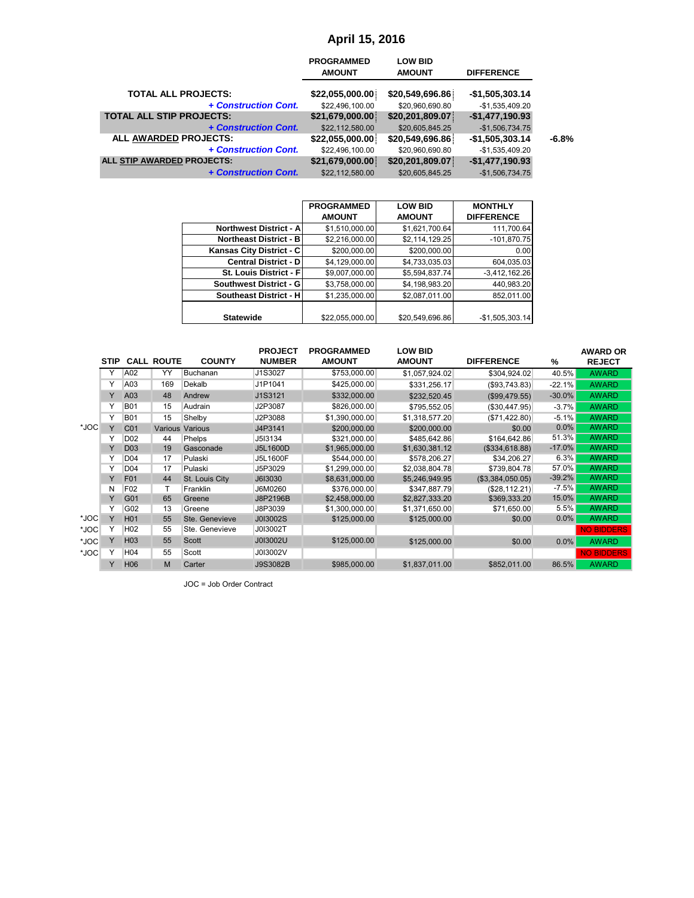# April 15, 2016

| | PROGRAMMED AMOUNT | LOW BID AMOUNT | DIFFERENCE | |
|---|---|---|---|---|
| **TOTAL ALL PROJECTS:** | **$22,055,000.00** | **$20,549,696.86** | **-$1,505,303.14** | |
| ***+ Construction Cont.*** | $22,496,100.00 | $20,960,690.80 | -$1,535,409.20 | |
| **TOTAL ALL STIP PROJECTS:** | **$21,679,000.00** | **$20,201,809.07** | **-$1,477,190.93** | |
| ***+ Construction Cont.*** | $22,112,580.00 | $20,605,845.25 | -$1,506,734.75 | |
| **ALL AWARDED PROJECTS:** | **$22,055,000.00** | **$20,549,696.86** | **-$1,505,303.14** | **-6.8%** |
| ***+ Construction Cont.*** | $22,496,100.00 | $20,960,690.80 | -$1,535,409.20 | |
| **ALL STIP AWARDED PROJECTS:** | **$21,679,000.00** | **$20,201,809.07** | **-$1,477,190.93** | |
| ***+ Construction Cont.*** | $22,112,580.00 | $20,605,845.25 | -$1,506,734.75 | |

| | PROGRAMMED AMOUNT | LOW BID AMOUNT | MONTHLY DIFFERENCE |
|---|---|---|---|
| **Northwest District - A** | $1,510,000.00 | $1,621,700.64 | 111,700.64 |
| **Northeast District - B** | $2,216,000.00 | $2,114,129.25 | -101,870.75 |
| **Kansas City District - C** | $200,000.00 | $200,000.00 | 0.00 |
| **Central District - D** | $4,129,000.00 | $4,733,035.03 | 604,035.03 |
| **St. Louis District - F** | $9,007,000.00 | $5,594,837.74 | -3,412,162.26 |
| **Southwest District - G** | $3,758,000.00 | $4,198,983.20 | 440,983.20 |
| **Southeast District - H** | $1,235,000.00 | $2,087,011.00 | 852,011.00 |
| **Statewide** | $22,055,000.00 | $20,549,696.86 | -$1,505,303.14 |

| | STIP | CALL | ROUTE | COUNTY | PROJECT NUMBER | PROGRAMMED AMOUNT | LOW BID AMOUNT | DIFFERENCE | % | AWARD OR REJECT |
|---|---|---|---|---|---|---|---|---|---|---|
| | Y | A02 | YY | Buchanan | J1S3027 | $753,000.00 | $1,057,924.02 | $304,924.02 | 40.5% | AWARD |
| | Y | A03 | 169 | Dekalb | J1P1041 | $425,000.00 | $331,256.17 | ($93,743.83) | -22.1% | AWARD |
| | Y | A03 | 48 | Andrew | J1S3121 | $332,000.00 | $232,520.45 | ($99,479.55) | -30.0% | AWARD |
| | Y | B01 | 15 | Audrain | J2P3087 | $826,000.00 | $795,552.05 | ($30,447.95) | -3.7% | AWARD |
| | Y | B01 | 15 | Shelby | J2P3088 | $1,390,000.00 | $1,318,577.20 | ($71,422.80) | -5.1% | AWARD |
| *JOC | Y | C01 | Various | Various | J4P3141 | $200,000.00 | $200,000.00 | $0.00 | 0.0% | AWARD |
| | Y | D02 | 44 | Phelps | J5I3134 | $321,000.00 | $485,642.86 | $164,642.86 | 51.3% | AWARD |
| | Y | D03 | 19 | Gasconade | J5L1600D | $1,965,000.00 | $1,630,381.12 | ($334,618.88) | -17.0% | AWARD |
| | Y | D04 | 17 | Pulaski | J5L1600F | $544,000.00 | $578,206.27 | $34,206.27 | 6.3% | AWARD |
| | Y | D04 | 17 | Pulaski | J5P3029 | $1,299,000.00 | $2,038,804.78 | $739,804.78 | 57.0% | AWARD |
| | Y | F01 | 44 | St. Louis City | J6I3030 | $8,631,000.00 | $5,246,949.95 | ($3,384,050.05) | -39.2% | AWARD |
| | N | F02 | T | Franklin | J6M0260 | $376,000.00 | $347,887.79 | ($28,112.21) | -7.5% | AWARD |
| | Y | G01 | 65 | Greene | J8P2196B | $2,458,000.00 | $2,827,333.20 | $369,333.20 | 15.0% | AWARD |
| | Y | G02 | 13 | Greene | J8P3039 | $1,300,000.00 | $1,371,650.00 | $71,650.00 | 5.5% | AWARD |
| *JOC | Y | H01 | 55 | Ste. Genevieve | J0I3002S | $125,000.00 | $125,000.00 | $0.00 | 0.0% | AWARD |
| *JOC | Y | H02 | 55 | Ste. Genevieve | J0I3002T | | | | | NO BIDDERS |
| *JOC | Y | H03 | 55 | Scott | J0I3002U | $125,000.00 | $125,000.00 | $0.00 | 0.0% | AWARD |
| *JOC | Y | H04 | 55 | Scott | J0I3002V | | | | | NO BIDDERS |
| | Y | H06 | M | Carter | J9S3082B | $985,000.00 | $1,837,011.00 | $852,011.00 | 86.5% | AWARD |

JOC = Job Order Contract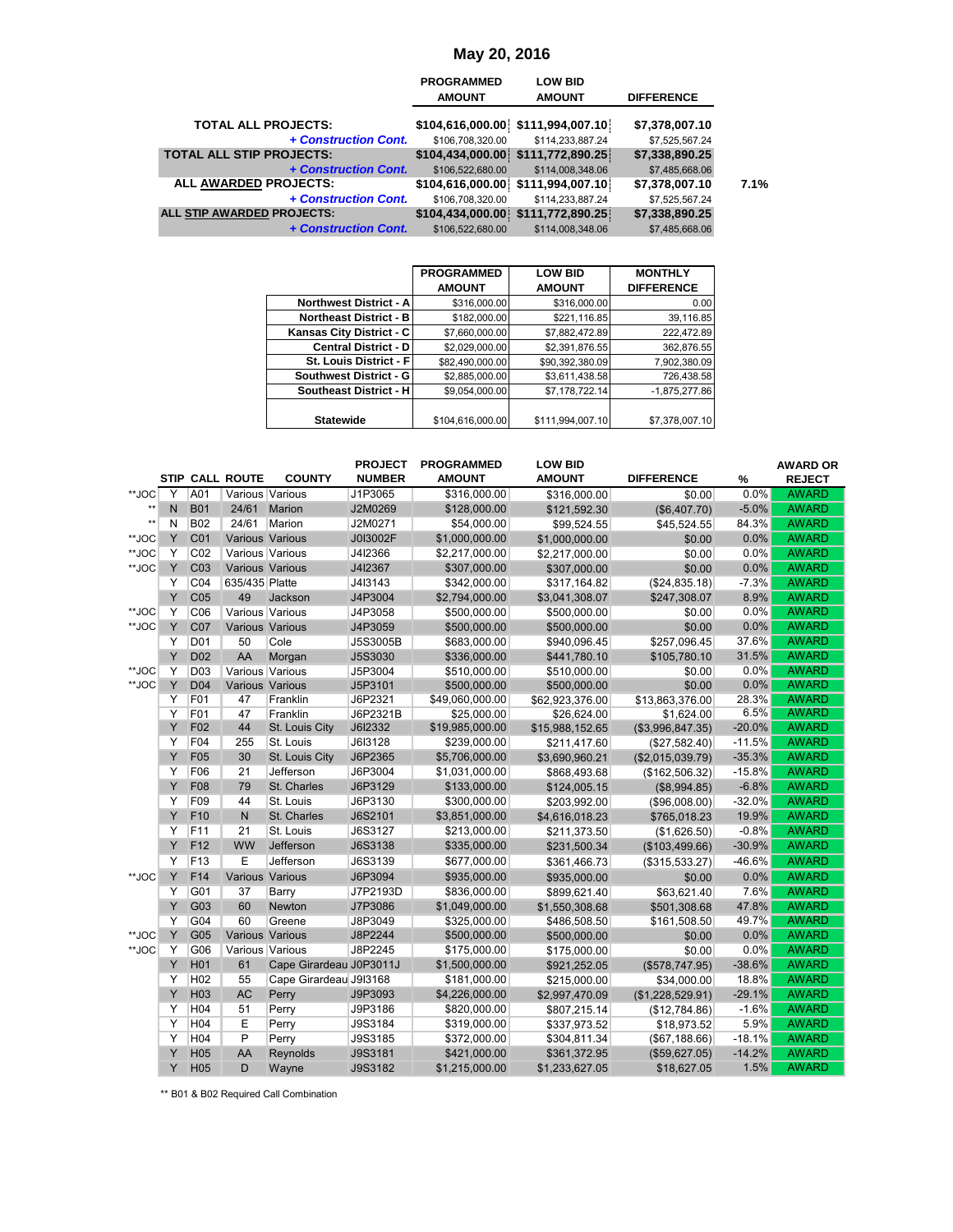# May 20, 2016

| | PROGRAMMED AMOUNT | LOW BID AMOUNT | DIFFERENCE | |
|---|---|---|---|---|
| **TOTAL ALL PROJECTS:** | $104,616,000.00 | $111,994,007.10 | $7,378,007.10 | |
| *+ Construction Cont.* | $106,708,320.00 | $114,233,887.24 | $7,525,567.24 | |
| **TOTAL ALL STIP PROJECTS:** | $104,434,000.00 | $111,772,890.25 | $7,338,890.25 | |
| *+ Construction Cont.* | $106,522,680.00 | $114,008,348.06 | $7,485,668.06 | |
| **ALL AWARDED PROJECTS:** | $104,616,000.00 | $111,994,007.10 | $7,378,007.10 | 7.1% |
| *+ Construction Cont.* | $106,708,320.00 | $114,233,887.24 | $7,525,567.24 | |
| **ALL STIP AWARDED PROJECTS:** | $104,434,000.00 | $111,772,890.25 | $7,338,890.25 | |
| *+ Construction Cont.* | $106,522,680.00 | $114,008,348.06 | $7,485,668.06 | |

| | PROGRAMMED AMOUNT | LOW BID AMOUNT | MONTHLY DIFFERENCE |
|---|---|---|---|
| **Northwest District - A** | $316,000.00 | $316,000.00 | 0.00 |
| **Northeast District - B** | $182,000.00 | $221,116.85 | 39,116.85 |
| **Kansas City District - C** | $7,660,000.00 | $7,882,472.89 | 222,472.89 |
| **Central District - D** | $2,029,000.00 | $2,391,876.55 | 362,876.55 |
| **St. Louis District - F** | $82,490,000.00 | $90,392,380.09 | 7,902,380.09 |
| **Southwest District - G** | $2,885,000.00 | $3,611,438.58 | 726,438.58 |
| **Southeast District - H** | $9,054,000.00 | $7,178,722.14 | -1,875,277.86 |
| **Statewide** | $104,616,000.00 | $111,994,007.10 | $7,378,007.10 |

| | STIP | CALL | ROUTE | COUNTY | PROJECT NUMBER | PROGRAMMED AMOUNT | LOW BID AMOUNT | DIFFERENCE | % | AWARD OR REJECT |
|---|---|---|---|---|---|---|---|---|---|---|
| **JOC | Y | A01 | Various | Various | J1P3065 | $316,000.00 | $316,000.00 | $0.00 | 0.0% | AWARD |
| ** | N | B01 | 24/61 | Marion | J2M0269 | $128,000.00 | $121,592.30 | ($6,407.70) | -5.0% | AWARD |
| ** | N | B02 | 24/61 | Marion | J2M0271 | $54,000.00 | $99,524.55 | $45,524.55 | 84.3% | AWARD |
| **JOC | Y | C01 | Various | Various | J0I3002F | $1,000,000.00 | $1,000,000.00 | $0.00 | 0.0% | AWARD |
| **JOC | Y | C02 | Various | Various | J4I2366 | $2,217,000.00 | $2,217,000.00 | $0.00 | 0.0% | AWARD |
| **JOC | Y | C03 | Various | Various | J4I2367 | $307,000.00 | $307,000.00 | $0.00 | 0.0% | AWARD |
| | Y | C04 | 635/435 | Platte | J4I3143 | $342,000.00 | $317,164.82 | ($24,835.18) | -7.3% | AWARD |
| | Y | C05 | 49 | Jackson | J4P3004 | $2,794,000.00 | $3,041,308.07 | $247,308.07 | 8.9% | AWARD |
| **JOC | Y | C06 | Various | Various | J4P3058 | $500,000.00 | $500,000.00 | $0.00 | 0.0% | AWARD |
| **JOC | Y | C07 | Various | Various | J4P3059 | $500,000.00 | $500,000.00 | $0.00 | 0.0% | AWARD |
| | Y | D01 | 50 | Cole | J5S3005B | $683,000.00 | $940,096.45 | $257,096.45 | 37.6% | AWARD |
| | Y | D02 | AA | Morgan | J5S3030 | $336,000.00 | $441,780.10 | $105,780.10 | 31.5% | AWARD |
| **JOC | Y | D03 | Various | Various | J5P3004 | $510,000.00 | $510,000.00 | $0.00 | 0.0% | AWARD |
| **JOC | Y | D04 | Various | Various | J5P3101 | $500,000.00 | $500,000.00 | $0.00 | 0.0% | AWARD |
| | Y | F01 | 47 | Franklin | J6P2321 | $49,060,000.00 | $62,923,376.00 | $13,863,376.00 | 28.3% | AWARD |
| | Y | F01 | 47 | Franklin | J6P2321B | $25,000.00 | $26,624.00 | $1,624.00 | 6.5% | AWARD |
| | Y | F02 | 44 | St. Louis City | J6I2332 | $19,985,000.00 | $15,988,152.65 | ($3,996,847.35) | -20.0% | AWARD |
| | Y | F04 | 255 | St. Louis | J6I3128 | $239,000.00 | $211,417.60 | ($27,582.40) | -11.5% | AWARD |
| | Y | F05 | 30 | St. Louis City | J6P2365 | $5,706,000.00 | $3,690,960.21 | ($2,015,039.79) | -35.3% | AWARD |
| | Y | F06 | 21 | Jefferson | J6P3004 | $1,031,000.00 | $868,493.68 | ($162,506.32) | -15.8% | AWARD |
| | Y | F08 | 79 | St. Charles | J6P3129 | $133,000.00 | $124,005.15 | ($8,994.85) | -6.8% | AWARD |
| | Y | F09 | 44 | St. Louis | J6P3130 | $300,000.00 | $203,992.00 | ($96,008.00) | -32.0% | AWARD |
| | Y | F10 | N | St. Charles | J6S2101 | $3,851,000.00 | $4,616,018.23 | $765,018.23 | 19.9% | AWARD |
| | Y | F11 | 21 | St. Louis | J6S3127 | $213,000.00 | $211,373.50 | ($1,626.50) | -0.8% | AWARD |
| | Y | F12 | WW | Jefferson | J6S3138 | $335,000.00 | $231,500.34 | ($103,499.66) | -30.9% | AWARD |
| | Y | F13 | E | Jefferson | J6S3139 | $677,000.00 | $361,466.73 | ($315,533.27) | -46.6% | AWARD |
| **JOC | Y | F14 | Various | Various | J6P3094 | $935,000.00 | $935,000.00 | $0.00 | 0.0% | AWARD |
| | Y | G01 | 37 | Barry | J7P2193D | $836,000.00 | $899,621.40 | $63,621.40 | 7.6% | AWARD |
| | Y | G03 | 60 | Newton | J7P3086 | $1,049,000.00 | $1,550,308.68 | $501,308.68 | 47.8% | AWARD |
| | Y | G04 | 60 | Greene | J8P3049 | $325,000.00 | $486,508.50 | $161,508.50 | 49.7% | AWARD |
| **JOC | Y | G05 | Various | Various | J8P2244 | $500,000.00 | $500,000.00 | $0.00 | 0.0% | AWARD |
| **JOC | Y | G06 | Various | Various | J8P2245 | $175,000.00 | $175,000.00 | $0.00 | 0.0% | AWARD |
| | Y | H01 | 61 | Cape Girardeau | J0P3011J | $1,500,000.00 | $921,252.05 | ($578,747.95) | -38.6% | AWARD |
| | Y | H02 | 55 | Cape Girardeau | J9I3168 | $181,000.00 | $215,000.00 | $34,000.00 | 18.8% | AWARD |
| | Y | H03 | AC | Perry | J9P3093 | $4,226,000.00 | $2,997,470.09 | ($1,228,529.91) | -29.1% | AWARD |
| | Y | H04 | 51 | Perry | J9P3186 | $820,000.00 | $807,215.14 | ($12,784.86) | -1.6% | AWARD |
| | Y | H04 | E | Perry | J9S3184 | $319,000.00 | $337,973.52 | $18,973.52 | 5.9% | AWARD |
| | Y | H04 | P | Perry | J9S3185 | $372,000.00 | $304,811.34 | ($67,188.66) | -18.1% | AWARD |
| | Y | H05 | AA | Reynolds | J9S3181 | $421,000.00 | $361,372.95 | ($59,627.05) | -14.2% | AWARD |
| | Y | H05 | D | Wayne | J9S3182 | $1,215,000.00 | $1,233,627.05 | $18,627.05 | 1.5% | AWARD |

** B01 & B02 Required Call Combination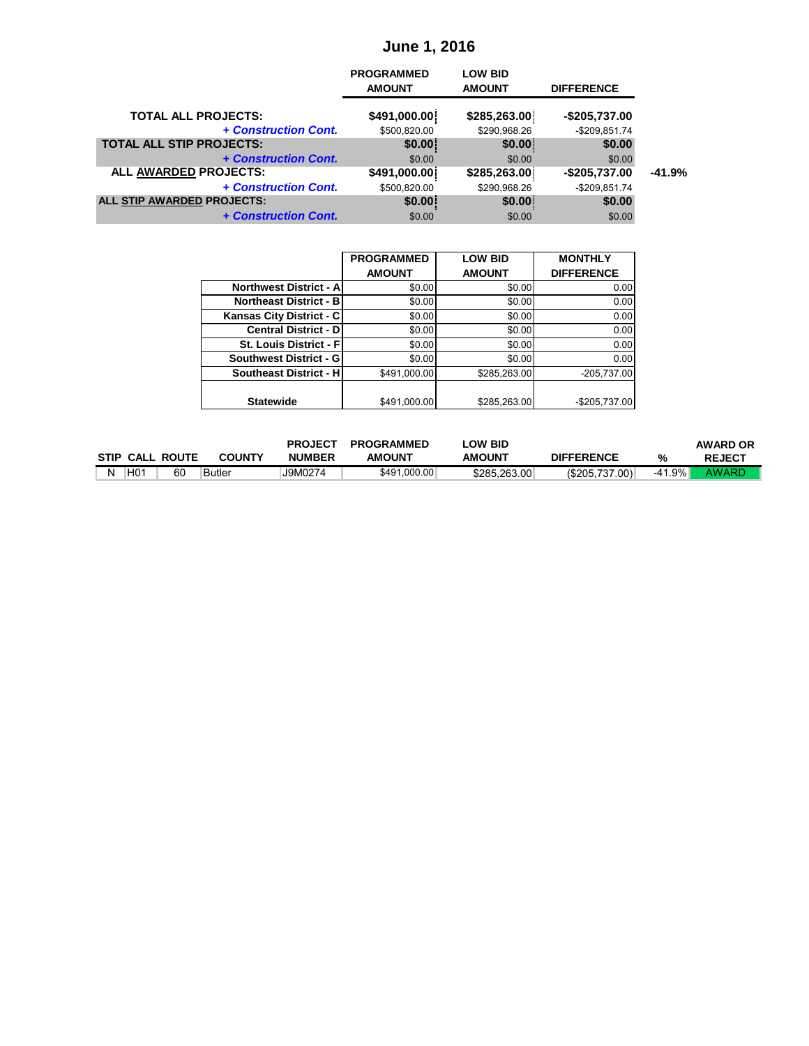# June 1, 2016

| | PROGRAMMED AMOUNT | LOW BID AMOUNT | DIFFERENCE | |
|---|---|---|---|---|
| **TOTAL ALL PROJECTS:** | **$491,000.00** | **$285,263.00** | **-$205,737.00** | |
| ***+ Construction Cont.*** | $500,820.00 | $290,968.26 | -$209,851.74 | |
| **TOTAL ALL STIP PROJECTS:** | **$0.00** | **$0.00** | **$0.00** | |
| ***+ Construction Cont.*** | $0.00 | $0.00 | $0.00 | |
| **ALL AWARDED PROJECTS:** | **$491,000.00** | **$285,263.00** | **-$205,737.00** | **-41.9%** |
| ***+ Construction Cont.*** | $500,820.00 | $290,968.26 | -$209,851.74 | |
| **ALL STIP AWARDED PROJECTS:** | **$0.00** | **$0.00** | **$0.00** | |
| ***+ Construction Cont.*** | $0.00 | $0.00 | $0.00 | |

| | PROGRAMMED AMOUNT | LOW BID AMOUNT | MONTHLY DIFFERENCE |
|---|---|---|---|
| **Northwest District - A** | $0.00 | $0.00 | 0.00 |
| **Northeast District - B** | $0.00 | $0.00 | 0.00 |
| **Kansas City District - C** | $0.00 | $0.00 | 0.00 |
| **Central District - D** | $0.00 | $0.00 | 0.00 |
| **St. Louis District - F** | $0.00 | $0.00 | 0.00 |
| **Southwest District - G** | $0.00 | $0.00 | 0.00 |
| **Southeast District - H** | $491,000.00 | $285,263.00 | -205,737.00 |
| **Statewide** | $491,000.00 | $285,263.00 | -$205,737.00 |

| STIP | CALL | ROUTE | COUNTY | PROJECT NUMBER | PROGRAMMED AMOUNT | LOW BID AMOUNT | DIFFERENCE | % | AWARD OR REJECT |
|---|---|---|---|---|---|---|---|---|---|
| N | H01 | 60 | Butler | J9M0274 | $491,000.00 | $285,263.00 | ($205,737.00) | -41.9% | AWARD |